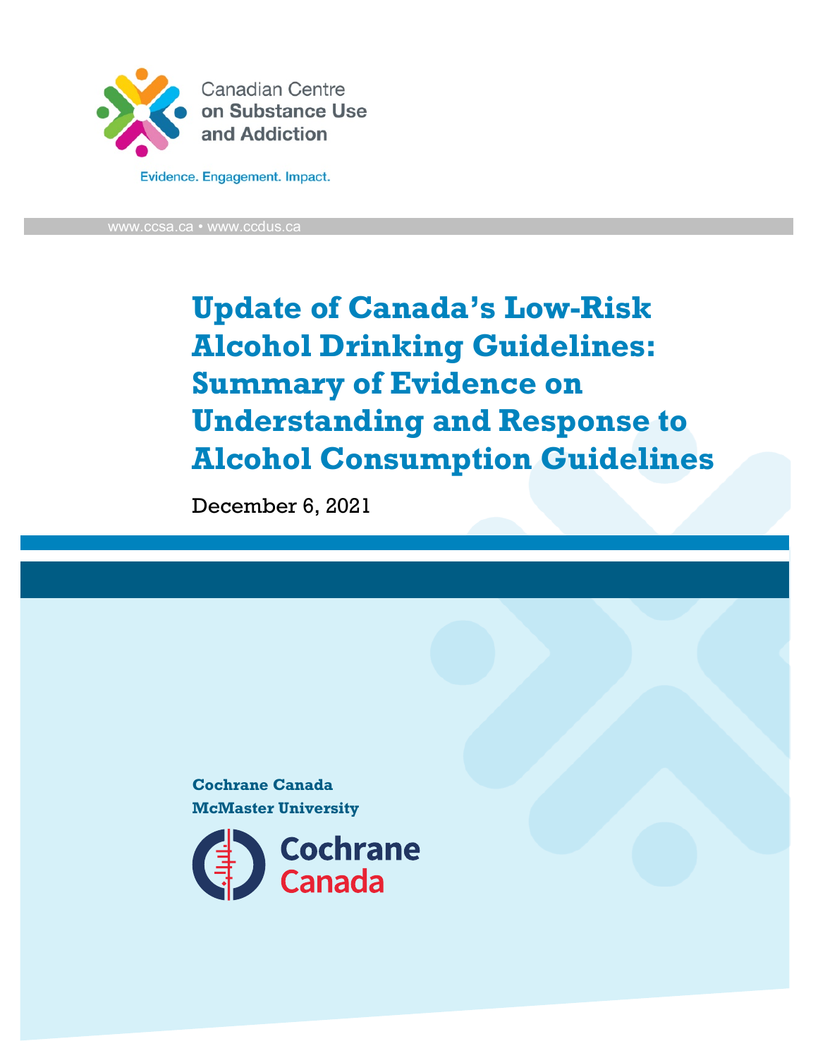Canadian Centre on Substance Use and Addiction

Evidence. Engagement. Impact.

www.ccsa.ca • www.ccdus.ca

# Update of Canada's Low-Risk Alcohol Drinking Guidelines: Summary of Evidence on Understanding and Response to Alcohol Consumption Guidelines

December 6, 2021

**Cochrane Canada**
**McMaster University**

Cochrane Canada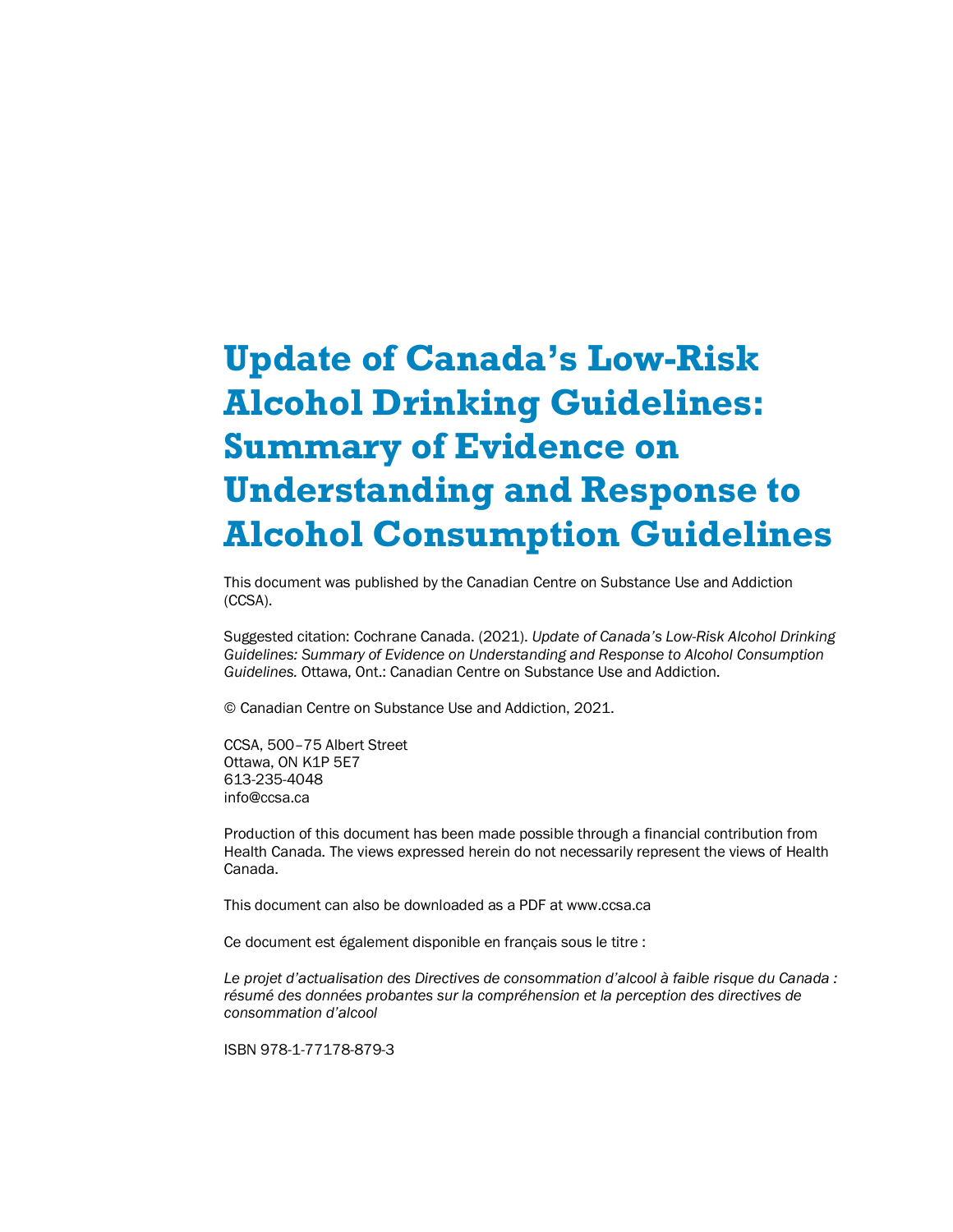# Update of Canada's Low-Risk Alcohol Drinking Guidelines: Summary of Evidence on Understanding and Response to Alcohol Consumption Guidelines

This document was published by the Canadian Centre on Substance Use and Addiction (CCSA).

Suggested citation: Cochrane Canada. (2021). *Update of Canada's Low-Risk Alcohol Drinking Guidelines: Summary of Evidence on Understanding and Response to Alcohol Consumption Guidelines.* Ottawa, Ont.: Canadian Centre on Substance Use and Addiction.

© Canadian Centre on Substance Use and Addiction, 2021.

CCSA, 500–75 Albert Street
Ottawa, ON K1P 5E7
613-235-4048
info@ccsa.ca

Production of this document has been made possible through a financial contribution from Health Canada. The views expressed herein do not necessarily represent the views of Health Canada.

This document can also be downloaded as a PDF at www.ccsa.ca

Ce document est également disponible en français sous le titre :

*Le projet d'actualisation des Directives de consommation d'alcool à faible risque du Canada : résumé des données probantes sur la compréhension et la perception des directives de consommation d'alcool*

ISBN 978-1-77178-879-3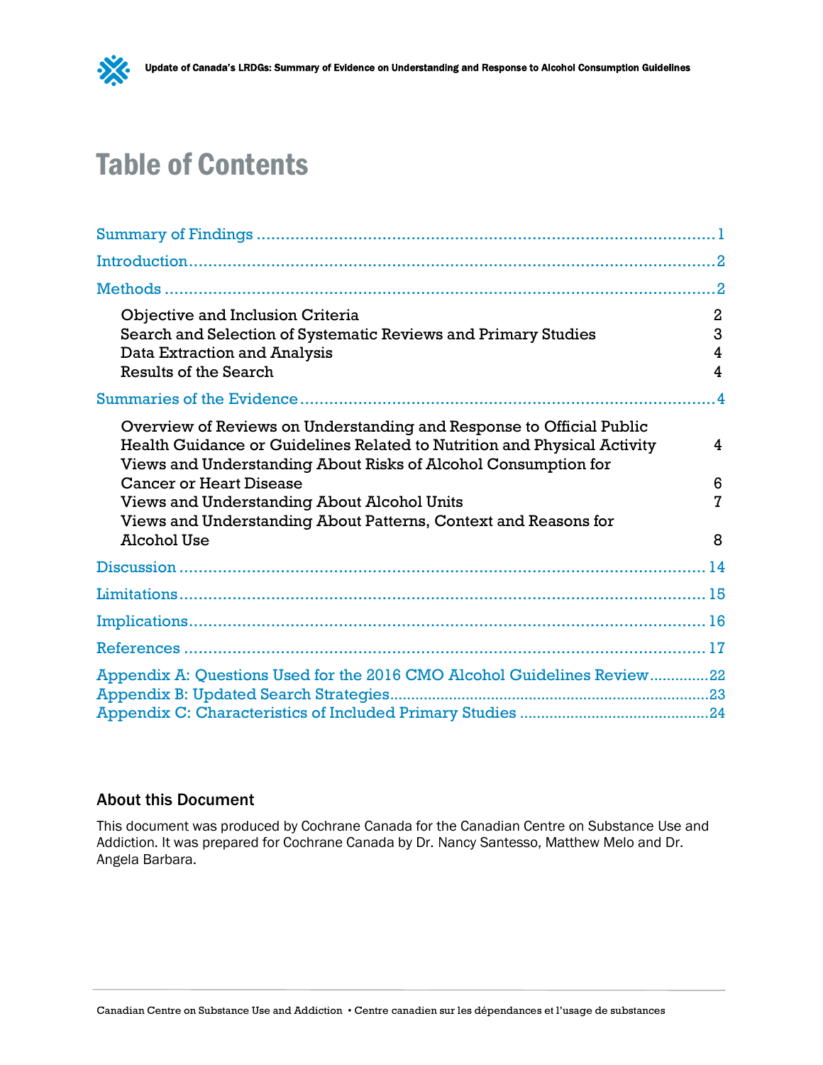# Table of Contents

Summary of Findings ........................................................................................ 1

Introduction........................................................................................................ 2

Methods ............................................................................................................. 2

- Objective and Inclusion Criteria 2
- Search and Selection of Systematic Reviews and Primary Studies 3
- Data Extraction and Analysis 4
- Results of the Search 4

Summaries of the Evidence ............................................................................... 4

- Overview of Reviews on Understanding and Response to Official Public Health Guidance or Guidelines Related to Nutrition and Physical Activity 4
- Views and Understanding About Risks of Alcohol Consumption for Cancer or Heart Disease 6
- Views and Understanding About Alcohol Units 7
- Views and Understanding About Patterns, Context and Reasons for Alcohol Use 8

Discussion ........................................................................................................ 14

Limitations........................................................................................................ 15

Implications....................................................................................................... 16

References ........................................................................................................ 17

Appendix A: Questions Used for the 2016 CMO Alcohol Guidelines Review.............. 22
Appendix B: Updated Search Strategies.............................................................. 23
Appendix C: Characteristics of Included Primary Studies ..................................... 24

## About this Document

This document was produced by Cochrane Canada for the Canadian Centre on Substance Use and Addiction. It was prepared for Cochrane Canada by Dr. Nancy Santesso, Matthew Melo and Dr. Angela Barbara.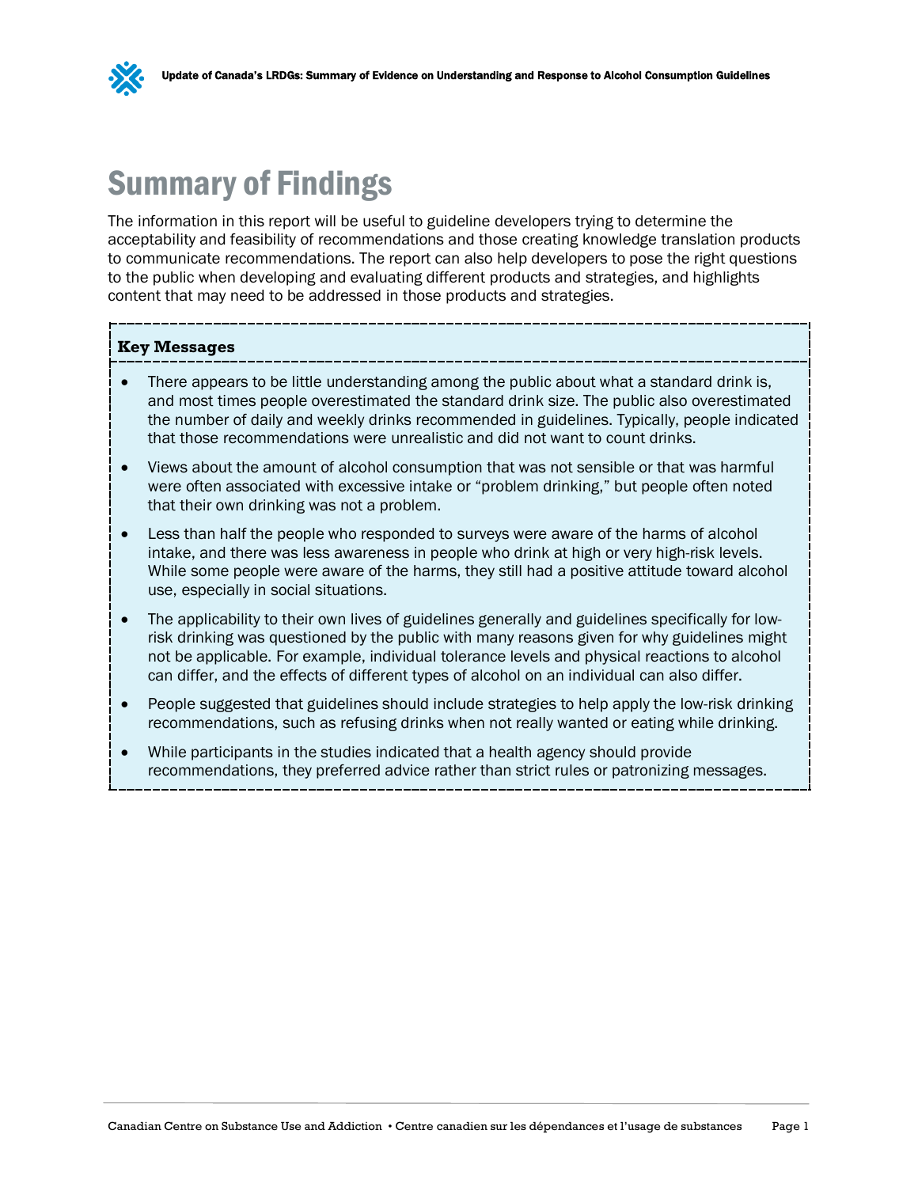# Summary of Findings

The information in this report will be useful to guideline developers trying to determine the acceptability and feasibility of recommendations and those creating knowledge translation products to communicate recommendations. The report can also help developers to pose the right questions to the public when developing and evaluating different products and strategies, and highlights content that may need to be addressed in those products and strategies.

**Key Messages**

- There appears to be little understanding among the public about what a standard drink is, and most times people overestimated the standard drink size. The public also overestimated the number of daily and weekly drinks recommended in guidelines. Typically, people indicated that those recommendations were unrealistic and did not want to count drinks.
- Views about the amount of alcohol consumption that was not sensible or that was harmful were often associated with excessive intake or "problem drinking," but people often noted that their own drinking was not a problem.
- Less than half the people who responded to surveys were aware of the harms of alcohol intake, and there was less awareness in people who drink at high or very high-risk levels. While some people were aware of the harms, they still had a positive attitude toward alcohol use, especially in social situations.
- The applicability to their own lives of guidelines generally and guidelines specifically for low-risk drinking was questioned by the public with many reasons given for why guidelines might not be applicable. For example, individual tolerance levels and physical reactions to alcohol can differ, and the effects of different types of alcohol on an individual can also differ.
- People suggested that guidelines should include strategies to help apply the low-risk drinking recommendations, such as refusing drinks when not really wanted or eating while drinking.
- While participants in the studies indicated that a health agency should provide recommendations, they preferred advice rather than strict rules or patronizing messages.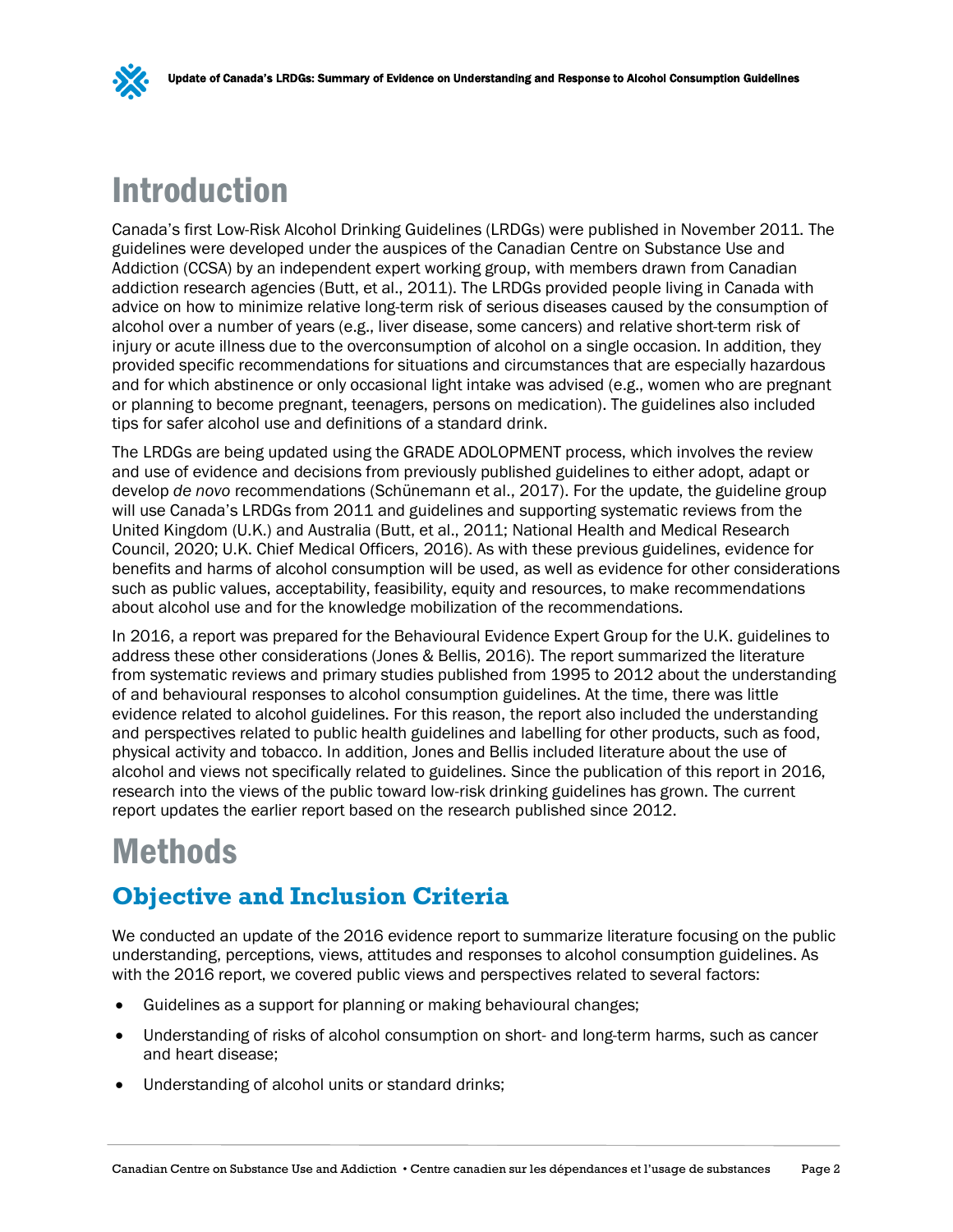# Introduction

Canada's first Low-Risk Alcohol Drinking Guidelines (LRDGs) were published in November 2011. The guidelines were developed under the auspices of the Canadian Centre on Substance Use and Addiction (CCSA) by an independent expert working group, with members drawn from Canadian addiction research agencies (Butt, et al., 2011). The LRDGs provided people living in Canada with advice on how to minimize relative long-term risk of serious diseases caused by the consumption of alcohol over a number of years (e.g., liver disease, some cancers) and relative short-term risk of injury or acute illness due to the overconsumption of alcohol on a single occasion. In addition, they provided specific recommendations for situations and circumstances that are especially hazardous and for which abstinence or only occasional light intake was advised (e.g., women who are pregnant or planning to become pregnant, teenagers, persons on medication). The guidelines also included tips for safer alcohol use and definitions of a standard drink.

The LRDGs are being updated using the GRADE ADOLOPMENT process, which involves the review and use of evidence and decisions from previously published guidelines to either adopt, adapt or develop *de novo* recommendations (Schünemann et al., 2017). For the update, the guideline group will use Canada's LRDGs from 2011 and guidelines and supporting systematic reviews from the United Kingdom (U.K.) and Australia (Butt, et al., 2011; National Health and Medical Research Council, 2020; U.K. Chief Medical Officers, 2016). As with these previous guidelines, evidence for benefits and harms of alcohol consumption will be used, as well as evidence for other considerations such as public values, acceptability, feasibility, equity and resources, to make recommendations about alcohol use and for the knowledge mobilization of the recommendations.

In 2016, a report was prepared for the Behavioural Evidence Expert Group for the U.K. guidelines to address these other considerations (Jones & Bellis, 2016). The report summarized the literature from systematic reviews and primary studies published from 1995 to 2012 about the understanding of and behavioural responses to alcohol consumption guidelines. At the time, there was little evidence related to alcohol guidelines. For this reason, the report also included the understanding and perspectives related to public health guidelines and labelling for other products, such as food, physical activity and tobacco. In addition, Jones and Bellis included literature about the use of alcohol and views not specifically related to guidelines. Since the publication of this report in 2016, research into the views of the public toward low-risk drinking guidelines has grown. The current report updates the earlier report based on the research published since 2012.

# Methods

## Objective and Inclusion Criteria

We conducted an update of the 2016 evidence report to summarize literature focusing on the public understanding, perceptions, views, attitudes and responses to alcohol consumption guidelines. As with the 2016 report, we covered public views and perspectives related to several factors:

- Guidelines as a support for planning or making behavioural changes;
- Understanding of risks of alcohol consumption on short- and long-term harms, such as cancer and heart disease;
- Understanding of alcohol units or standard drinks;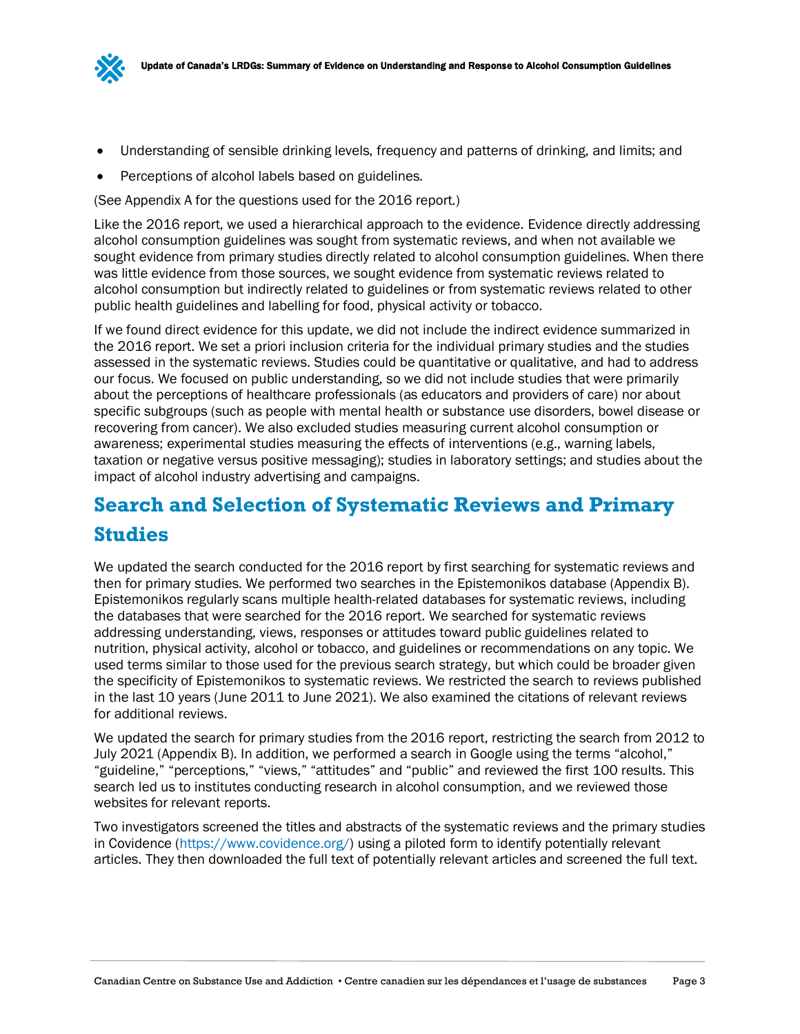- Understanding of sensible drinking levels, frequency and patterns of drinking, and limits; and
- Perceptions of alcohol labels based on guidelines.

(See Appendix A for the questions used for the 2016 report.)

Like the 2016 report, we used a hierarchical approach to the evidence. Evidence directly addressing alcohol consumption guidelines was sought from systematic reviews, and when not available we sought evidence from primary studies directly related to alcohol consumption guidelines. When there was little evidence from those sources, we sought evidence from systematic reviews related to alcohol consumption but indirectly related to guidelines or from systematic reviews related to other public health guidelines and labelling for food, physical activity or tobacco.

If we found direct evidence for this update, we did not include the indirect evidence summarized in the 2016 report. We set a priori inclusion criteria for the individual primary studies and the studies assessed in the systematic reviews. Studies could be quantitative or qualitative, and had to address our focus. We focused on public understanding, so we did not include studies that were primarily about the perceptions of healthcare professionals (as educators and providers of care) nor about specific subgroups (such as people with mental health or substance use disorders, bowel disease or recovering from cancer). We also excluded studies measuring current alcohol consumption or awareness; experimental studies measuring the effects of interventions (e.g., warning labels, taxation or negative versus positive messaging); studies in laboratory settings; and studies about the impact of alcohol industry advertising and campaigns.

## Search and Selection of Systematic Reviews and Primary Studies

We updated the search conducted for the 2016 report by first searching for systematic reviews and then for primary studies. We performed two searches in the Epistemonikos database (Appendix B). Epistemonikos regularly scans multiple health-related databases for systematic reviews, including the databases that were searched for the 2016 report. We searched for systematic reviews addressing understanding, views, responses or attitudes toward public guidelines related to nutrition, physical activity, alcohol or tobacco, and guidelines or recommendations on any topic. We used terms similar to those used for the previous search strategy, but which could be broader given the specificity of Epistemonikos to systematic reviews. We restricted the search to reviews published in the last 10 years (June 2011 to June 2021). We also examined the citations of relevant reviews for additional reviews.

We updated the search for primary studies from the 2016 report, restricting the search from 2012 to July 2021 (Appendix B). In addition, we performed a search in Google using the terms "alcohol," "guideline," "perceptions," "views," "attitudes" and "public" and reviewed the first 100 results. This search led us to institutes conducting research in alcohol consumption, and we reviewed those websites for relevant reports.

Two investigators screened the titles and abstracts of the systematic reviews and the primary studies in Covidence (https://www.covidence.org/) using a piloted form to identify potentially relevant articles. They then downloaded the full text of potentially relevant articles and screened the full text.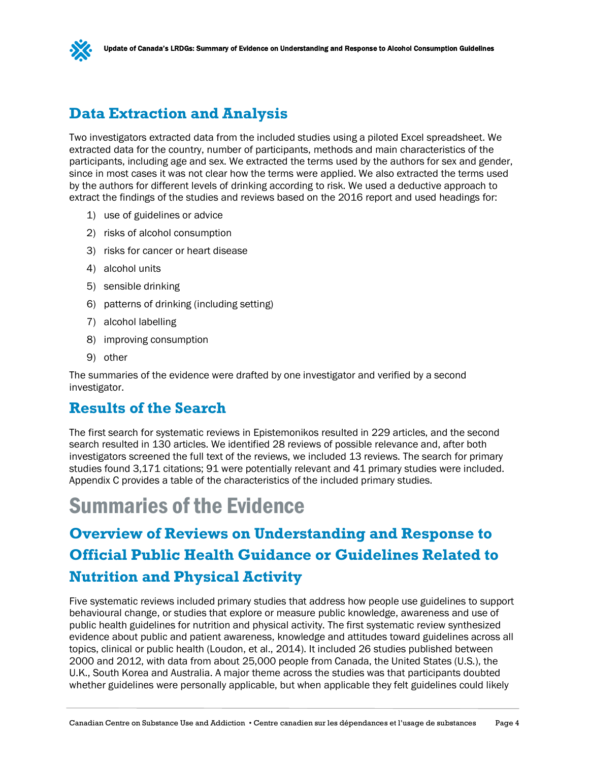## Data Extraction and Analysis

Two investigators extracted data from the included studies using a piloted Excel spreadsheet. We extracted data for the country, number of participants, methods and main characteristics of the participants, including age and sex. We extracted the terms used by the authors for sex and gender, since in most cases it was not clear how the terms were applied. We also extracted the terms used by the authors for different levels of drinking according to risk. We used a deductive approach to extract the findings of the studies and reviews based on the 2016 report and used headings for:

1) use of guidelines or advice
2) risks of alcohol consumption
3) risks for cancer or heart disease
4) alcohol units
5) sensible drinking
6) patterns of drinking (including setting)
7) alcohol labelling
8) improving consumption
9) other

The summaries of the evidence were drafted by one investigator and verified by a second investigator.

## Results of the Search

The first search for systematic reviews in Epistemonikos resulted in 229 articles, and the second search resulted in 130 articles. We identified 28 reviews of possible relevance and, after both investigators screened the full text of the reviews, we included 13 reviews. The search for primary studies found 3,171 citations; 91 were potentially relevant and 41 primary studies were included. Appendix C provides a table of the characteristics of the included primary studies.

# Summaries of the Evidence

## Overview of Reviews on Understanding and Response to Official Public Health Guidance or Guidelines Related to Nutrition and Physical Activity

Five systematic reviews included primary studies that address how people use guidelines to support behavioural change, or studies that explore or measure public knowledge, awareness and use of public health guidelines for nutrition and physical activity. The first systematic review synthesized evidence about public and patient awareness, knowledge and attitudes toward guidelines across all topics, clinical or public health (Loudon, et al., 2014). It included 26 studies published between 2000 and 2012, with data from about 25,000 people from Canada, the United States (U.S.), the U.K., South Korea and Australia. A major theme across the studies was that participants doubted whether guidelines were personally applicable, but when applicable they felt guidelines could likely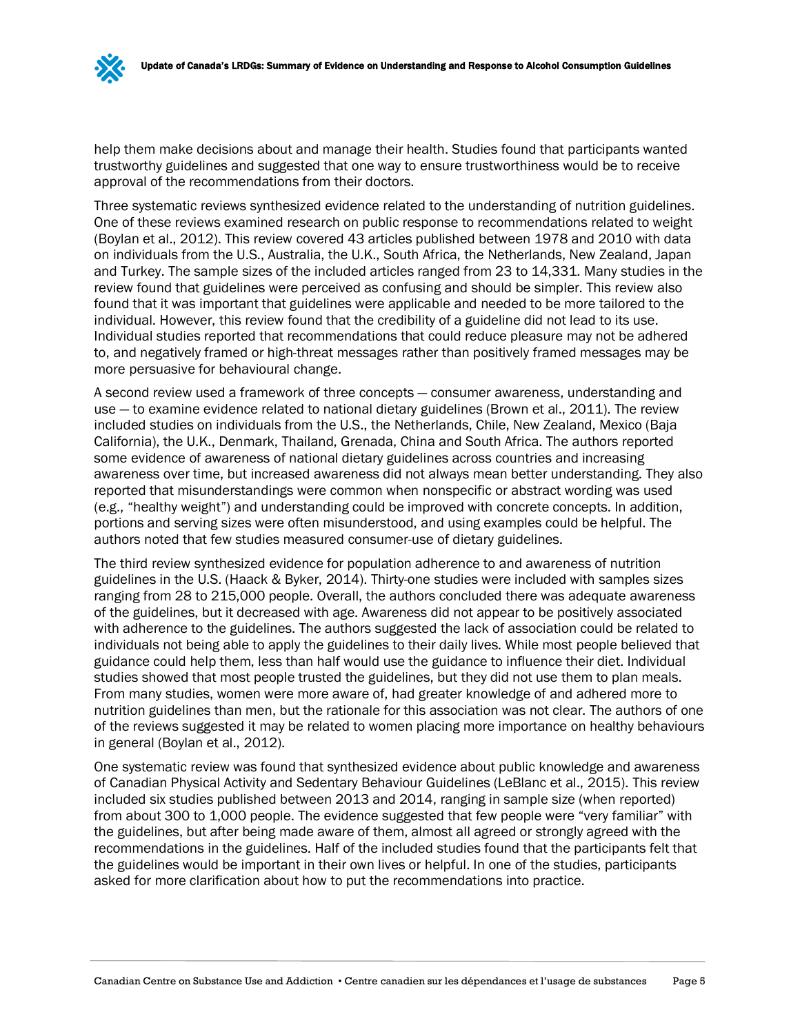help them make decisions about and manage their health. Studies found that participants wanted trustworthy guidelines and suggested that one way to ensure trustworthiness would be to receive approval of the recommendations from their doctors.

Three systematic reviews synthesized evidence related to the understanding of nutrition guidelines. One of these reviews examined research on public response to recommendations related to weight (Boylan et al., 2012). This review covered 43 articles published between 1978 and 2010 with data on individuals from the U.S., Australia, the U.K., South Africa, the Netherlands, New Zealand, Japan and Turkey. The sample sizes of the included articles ranged from 23 to 14,331. Many studies in the review found that guidelines were perceived as confusing and should be simpler. This review also found that it was important that guidelines were applicable and needed to be more tailored to the individual. However, this review found that the credibility of a guideline did not lead to its use. Individual studies reported that recommendations that could reduce pleasure may not be adhered to, and negatively framed or high-threat messages rather than positively framed messages may be more persuasive for behavioural change.

A second review used a framework of three concepts — consumer awareness, understanding and use — to examine evidence related to national dietary guidelines (Brown et al., 2011). The review included studies on individuals from the U.S., the Netherlands, Chile, New Zealand, Mexico (Baja California), the U.K., Denmark, Thailand, Grenada, China and South Africa. The authors reported some evidence of awareness of national dietary guidelines across countries and increasing awareness over time, but increased awareness did not always mean better understanding. They also reported that misunderstandings were common when nonspecific or abstract wording was used (e.g., "healthy weight") and understanding could be improved with concrete concepts. In addition, portions and serving sizes were often misunderstood, and using examples could be helpful. The authors noted that few studies measured consumer-use of dietary guidelines.

The third review synthesized evidence for population adherence to and awareness of nutrition guidelines in the U.S. (Haack & Byker, 2014). Thirty-one studies were included with samples sizes ranging from 28 to 215,000 people. Overall, the authors concluded there was adequate awareness of the guidelines, but it decreased with age. Awareness did not appear to be positively associated with adherence to the guidelines. The authors suggested the lack of association could be related to individuals not being able to apply the guidelines to their daily lives. While most people believed that guidance could help them, less than half would use the guidance to influence their diet. Individual studies showed that most people trusted the guidelines, but they did not use them to plan meals. From many studies, women were more aware of, had greater knowledge of and adhered more to nutrition guidelines than men, but the rationale for this association was not clear. The authors of one of the reviews suggested it may be related to women placing more importance on healthy behaviours in general (Boylan et al., 2012).

One systematic review was found that synthesized evidence about public knowledge and awareness of Canadian Physical Activity and Sedentary Behaviour Guidelines (LeBlanc et al., 2015). This review included six studies published between 2013 and 2014, ranging in sample size (when reported) from about 300 to 1,000 people. The evidence suggested that few people were "very familiar" with the guidelines, but after being made aware of them, almost all agreed or strongly agreed with the recommendations in the guidelines. Half of the included studies found that the participants felt that the guidelines would be important in their own lives or helpful. In one of the studies, participants asked for more clarification about how to put the recommendations into practice.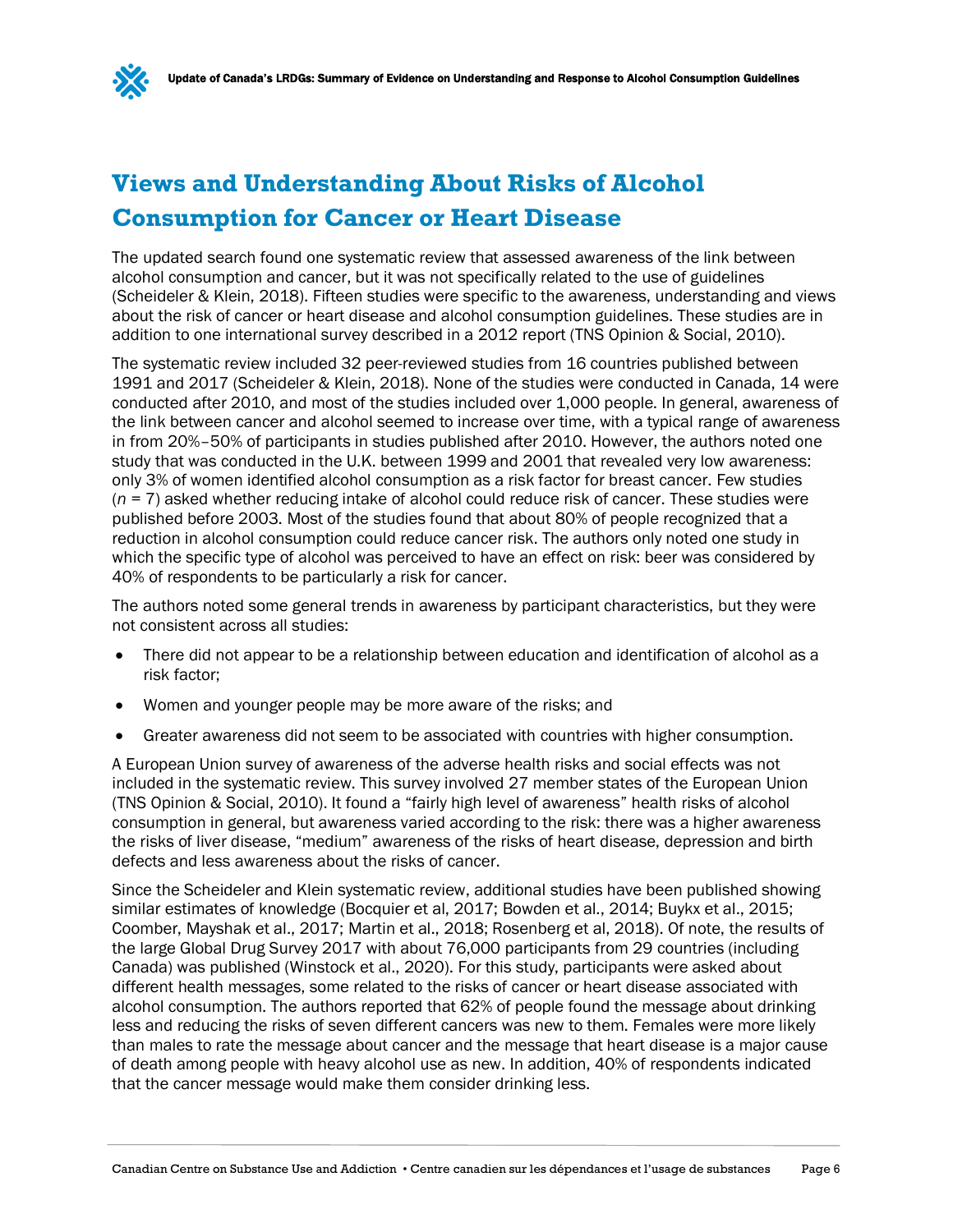## Views and Understanding About Risks of Alcohol Consumption for Cancer or Heart Disease

The updated search found one systematic review that assessed awareness of the link between alcohol consumption and cancer, but it was not specifically related to the use of guidelines (Scheideler & Klein, 2018). Fifteen studies were specific to the awareness, understanding and views about the risk of cancer or heart disease and alcohol consumption guidelines. These studies are in addition to one international survey described in a 2012 report (TNS Opinion & Social, 2010).

The systematic review included 32 peer-reviewed studies from 16 countries published between 1991 and 2017 (Scheideler & Klein, 2018). None of the studies were conducted in Canada, 14 were conducted after 2010, and most of the studies included over 1,000 people. In general, awareness of the link between cancer and alcohol seemed to increase over time, with a typical range of awareness in from 20%–50% of participants in studies published after 2010. However, the authors noted one study that was conducted in the U.K. between 1999 and 2001 that revealed very low awareness: only 3% of women identified alcohol consumption as a risk factor for breast cancer. Few studies (*n* = 7) asked whether reducing intake of alcohol could reduce risk of cancer. These studies were published before 2003. Most of the studies found that about 80% of people recognized that a reduction in alcohol consumption could reduce cancer risk. The authors only noted one study in which the specific type of alcohol was perceived to have an effect on risk: beer was considered by 40% of respondents to be particularly a risk for cancer.

The authors noted some general trends in awareness by participant characteristics, but they were not consistent across all studies:

- There did not appear to be a relationship between education and identification of alcohol as a risk factor;
- Women and younger people may be more aware of the risks; and
- Greater awareness did not seem to be associated with countries with higher consumption.

A European Union survey of awareness of the adverse health risks and social effects was not included in the systematic review. This survey involved 27 member states of the European Union (TNS Opinion & Social, 2010). It found a "fairly high level of awareness" health risks of alcohol consumption in general, but awareness varied according to the risk: there was a higher awareness the risks of liver disease, "medium" awareness of the risks of heart disease, depression and birth defects and less awareness about the risks of cancer.

Since the Scheideler and Klein systematic review, additional studies have been published showing similar estimates of knowledge (Bocquier et al, 2017; Bowden et al., 2014; Buykx et al., 2015; Coomber, Mayshak et al., 2017; Martin et al., 2018; Rosenberg et al, 2018). Of note, the results of the large Global Drug Survey 2017 with about 76,000 participants from 29 countries (including Canada) was published (Winstock et al., 2020). For this study, participants were asked about different health messages, some related to the risks of cancer or heart disease associated with alcohol consumption. The authors reported that 62% of people found the message about drinking less and reducing the risks of seven different cancers was new to them. Females were more likely than males to rate the message about cancer and the message that heart disease is a major cause of death among people with heavy alcohol use as new. In addition, 40% of respondents indicated that the cancer message would make them consider drinking less.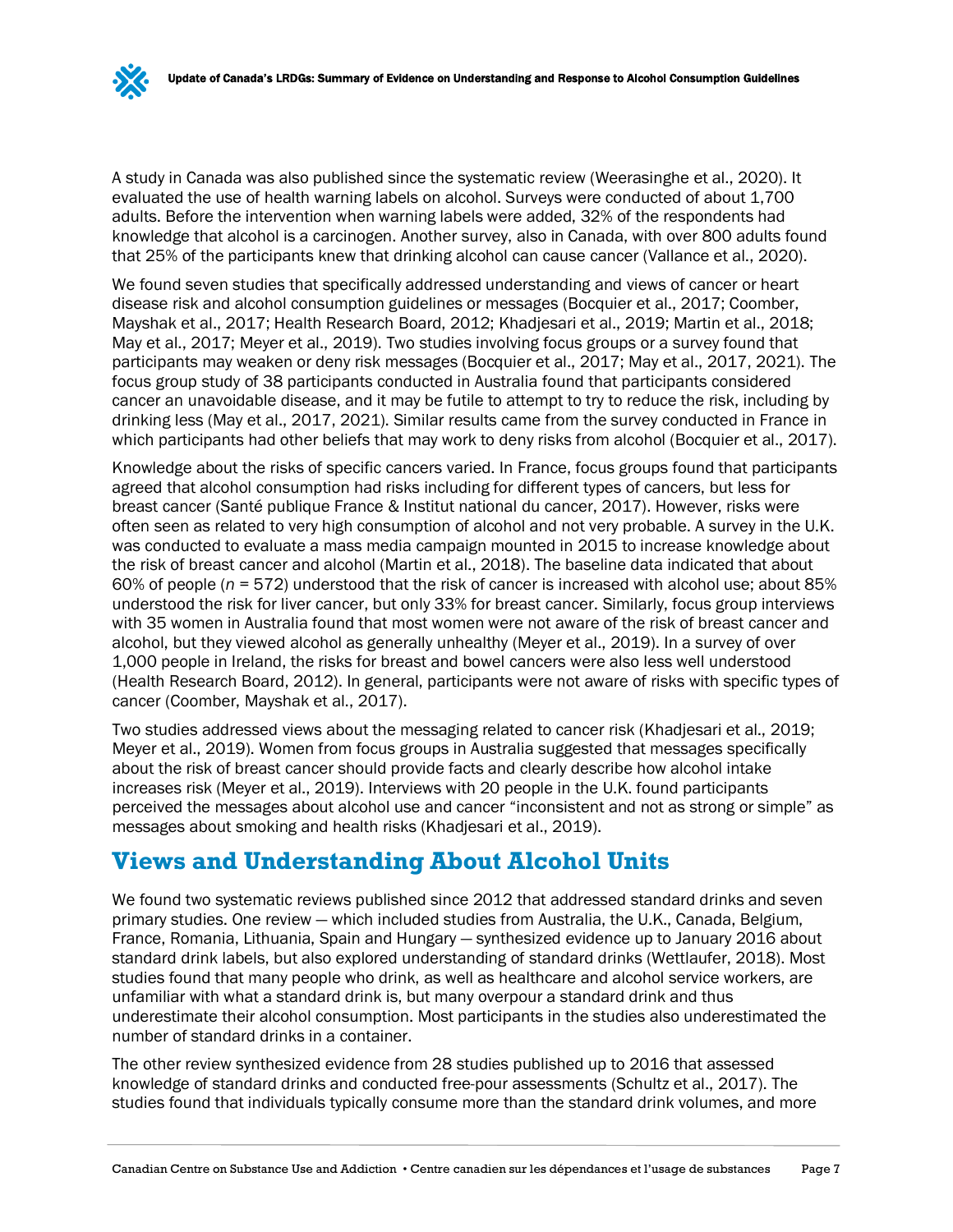A study in Canada was also published since the systematic review (Weerasinghe et al., 2020). It evaluated the use of health warning labels on alcohol. Surveys were conducted of about 1,700 adults. Before the intervention when warning labels were added, 32% of the respondents had knowledge that alcohol is a carcinogen. Another survey, also in Canada, with over 800 adults found that 25% of the participants knew that drinking alcohol can cause cancer (Vallance et al., 2020).

We found seven studies that specifically addressed understanding and views of cancer or heart disease risk and alcohol consumption guidelines or messages (Bocquier et al., 2017; Coomber, Mayshak et al., 2017; Health Research Board, 2012; Khadjesari et al., 2019; Martin et al., 2018; May et al., 2017; Meyer et al., 2019). Two studies involving focus groups or a survey found that participants may weaken or deny risk messages (Bocquier et al., 2017; May et al., 2017, 2021). The focus group study of 38 participants conducted in Australia found that participants considered cancer an unavoidable disease, and it may be futile to attempt to try to reduce the risk, including by drinking less (May et al., 2017, 2021). Similar results came from the survey conducted in France in which participants had other beliefs that may work to deny risks from alcohol (Bocquier et al., 2017).

Knowledge about the risks of specific cancers varied. In France, focus groups found that participants agreed that alcohol consumption had risks including for different types of cancers, but less for breast cancer (Santé publique France & Institut national du cancer, 2017). However, risks were often seen as related to very high consumption of alcohol and not very probable. A survey in the U.K. was conducted to evaluate a mass media campaign mounted in 2015 to increase knowledge about the risk of breast cancer and alcohol (Martin et al., 2018). The baseline data indicated that about 60% of people (*n* = 572) understood that the risk of cancer is increased with alcohol use; about 85% understood the risk for liver cancer, but only 33% for breast cancer. Similarly, focus group interviews with 35 women in Australia found that most women were not aware of the risk of breast cancer and alcohol, but they viewed alcohol as generally unhealthy (Meyer et al., 2019). In a survey of over 1,000 people in Ireland, the risks for breast and bowel cancers were also less well understood (Health Research Board, 2012). In general, participants were not aware of risks with specific types of cancer (Coomber, Mayshak et al., 2017).

Two studies addressed views about the messaging related to cancer risk (Khadjesari et al., 2019; Meyer et al., 2019). Women from focus groups in Australia suggested that messages specifically about the risk of breast cancer should provide facts and clearly describe how alcohol intake increases risk (Meyer et al., 2019). Interviews with 20 people in the U.K. found participants perceived the messages about alcohol use and cancer "inconsistent and not as strong or simple" as messages about smoking and health risks (Khadjesari et al., 2019).

## Views and Understanding About Alcohol Units

We found two systematic reviews published since 2012 that addressed standard drinks and seven primary studies. One review — which included studies from Australia, the U.K., Canada, Belgium, France, Romania, Lithuania, Spain and Hungary — synthesized evidence up to January 2016 about standard drink labels, but also explored understanding of standard drinks (Wettlaufer, 2018). Most studies found that many people who drink, as well as healthcare and alcohol service workers, are unfamiliar with what a standard drink is, but many overpour a standard drink and thus underestimate their alcohol consumption. Most participants in the studies also underestimated the number of standard drinks in a container.

The other review synthesized evidence from 28 studies published up to 2016 that assessed knowledge of standard drinks and conducted free-pour assessments (Schultz et al., 2017). The studies found that individuals typically consume more than the standard drink volumes, and more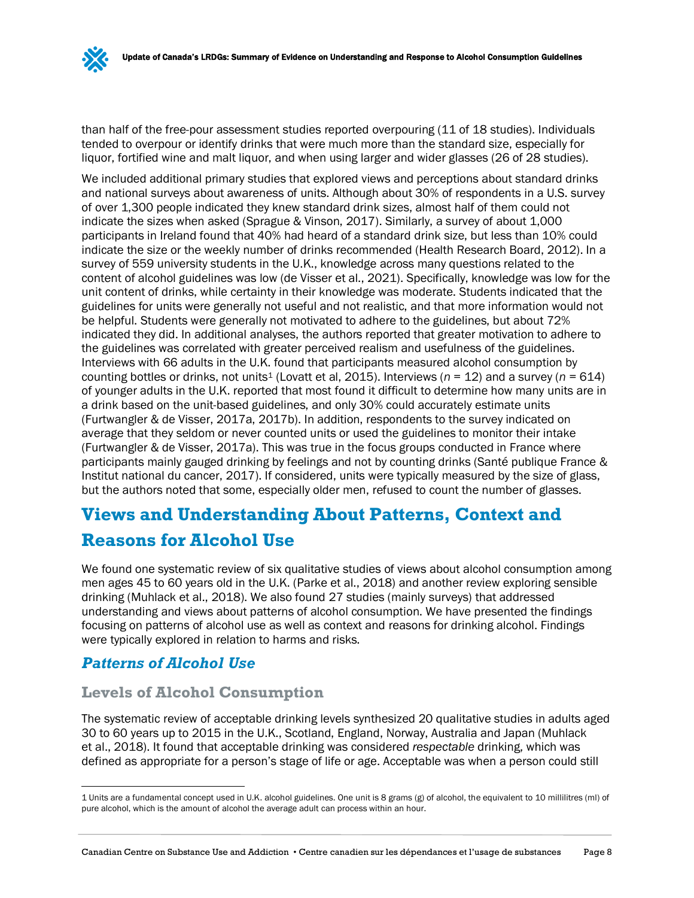than half of the free-pour assessment studies reported overpouring (11 of 18 studies). Individuals tended to overpour or identify drinks that were much more than the standard size, especially for liquor, fortified wine and malt liquor, and when using larger and wider glasses (26 of 28 studies).

We included additional primary studies that explored views and perceptions about standard drinks and national surveys about awareness of units. Although about 30% of respondents in a U.S. survey of over 1,300 people indicated they knew standard drink sizes, almost half of them could not indicate the sizes when asked (Sprague & Vinson, 2017). Similarly, a survey of about 1,000 participants in Ireland found that 40% had heard of a standard drink size, but less than 10% could indicate the size or the weekly number of drinks recommended (Health Research Board, 2012). In a survey of 559 university students in the U.K., knowledge across many questions related to the content of alcohol guidelines was low (de Visser et al., 2021). Specifically, knowledge was low for the unit content of drinks, while certainty in their knowledge was moderate. Students indicated that the guidelines for units were generally not useful and not realistic, and that more information would not be helpful. Students were generally not motivated to adhere to the guidelines, but about 72% indicated they did. In additional analyses, the authors reported that greater motivation to adhere to the guidelines was correlated with greater perceived realism and usefulness of the guidelines. Interviews with 66 adults in the U.K. found that participants measured alcohol consumption by counting bottles or drinks, not units[1] (Lovatt et al, 2015). Interviews (*n* = 12) and a survey (*n* = 614) of younger adults in the U.K. reported that most found it difficult to determine how many units are in a drink based on the unit-based guidelines, and only 30% could accurately estimate units (Furtwangler & de Visser, 2017a, 2017b). In addition, respondents to the survey indicated on average that they seldom or never counted units or used the guidelines to monitor their intake (Furtwangler & de Visser, 2017a). This was true in the focus groups conducted in France where participants mainly gauged drinking by feelings and not by counting drinks (Santé publique France & Institut national du cancer, 2017). If considered, units were typically measured by the size of glass, but the authors noted that some, especially older men, refused to count the number of glasses.

# Views and Understanding About Patterns, Context and Reasons for Alcohol Use

We found one systematic review of six qualitative studies of views about alcohol consumption among men ages 45 to 60 years old in the U.K. (Parke et al., 2018) and another review exploring sensible drinking (Muhlack et al., 2018). We also found 27 studies (mainly surveys) that addressed understanding and views about patterns of alcohol consumption. We have presented the findings focusing on patterns of alcohol use as well as context and reasons for drinking alcohol. Findings were typically explored in relation to harms and risks.

## *Patterns of Alcohol Use*

### Levels of Alcohol Consumption

The systematic review of acceptable drinking levels synthesized 20 qualitative studies in adults aged 30 to 60 years up to 2015 in the U.K., Scotland, England, Norway, Australia and Japan (Muhlack et al., 2018). It found that acceptable drinking was considered *respectable* drinking, which was defined as appropriate for a person's stage of life or age. Acceptable was when a person could still

---

[1] Units are a fundamental concept used in U.K. alcohol guidelines. One unit is 8 grams (g) of alcohol, the equivalent to 10 millilitres (ml) of pure alcohol, which is the amount of alcohol the average adult can process within an hour.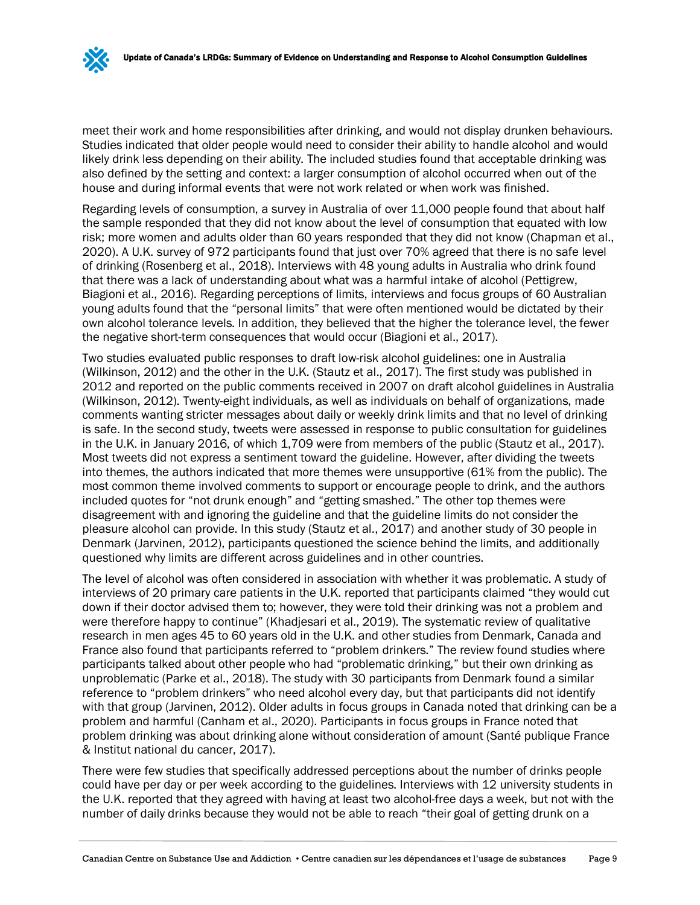meet their work and home responsibilities after drinking, and would not display drunken behaviours. Studies indicated that older people would need to consider their ability to handle alcohol and would likely drink less depending on their ability. The included studies found that acceptable drinking was also defined by the setting and context: a larger consumption of alcohol occurred when out of the house and during informal events that were not work related or when work was finished.

Regarding levels of consumption, a survey in Australia of over 11,000 people found that about half the sample responded that they did not know about the level of consumption that equated with low risk; more women and adults older than 60 years responded that they did not know (Chapman et al., 2020). A U.K. survey of 972 participants found that just over 70% agreed that there is no safe level of drinking (Rosenberg et al., 2018). Interviews with 48 young adults in Australia who drink found that there was a lack of understanding about what was a harmful intake of alcohol (Pettigrew, Biagioni et al., 2016). Regarding perceptions of limits, interviews and focus groups of 60 Australian young adults found that the "personal limits" that were often mentioned would be dictated by their own alcohol tolerance levels. In addition, they believed that the higher the tolerance level, the fewer the negative short-term consequences that would occur (Biagioni et al., 2017).

Two studies evaluated public responses to draft low-risk alcohol guidelines: one in Australia (Wilkinson, 2012) and the other in the U.K. (Stautz et al., 2017). The first study was published in 2012 and reported on the public comments received in 2007 on draft alcohol guidelines in Australia (Wilkinson, 2012). Twenty-eight individuals, as well as individuals on behalf of organizations, made comments wanting stricter messages about daily or weekly drink limits and that no level of drinking is safe. In the second study, tweets were assessed in response to public consultation for guidelines in the U.K. in January 2016, of which 1,709 were from members of the public (Stautz et al., 2017). Most tweets did not express a sentiment toward the guideline. However, after dividing the tweets into themes, the authors indicated that more themes were unsupportive (61% from the public). The most common theme involved comments to support or encourage people to drink, and the authors included quotes for "not drunk enough" and "getting smashed." The other top themes were disagreement with and ignoring the guideline and that the guideline limits do not consider the pleasure alcohol can provide. In this study (Stautz et al., 2017) and another study of 30 people in Denmark (Jarvinen, 2012), participants questioned the science behind the limits, and additionally questioned why limits are different across guidelines and in other countries.

The level of alcohol was often considered in association with whether it was problematic. A study of interviews of 20 primary care patients in the U.K. reported that participants claimed "they would cut down if their doctor advised them to; however, they were told their drinking was not a problem and were therefore happy to continue" (Khadjesari et al., 2019). The systematic review of qualitative research in men ages 45 to 60 years old in the U.K. and other studies from Denmark, Canada and France also found that participants referred to "problem drinkers." The review found studies where participants talked about other people who had "problematic drinking," but their own drinking as unproblematic (Parke et al., 2018). The study with 30 participants from Denmark found a similar reference to "problem drinkers" who need alcohol every day, but that participants did not identify with that group (Jarvinen, 2012). Older adults in focus groups in Canada noted that drinking can be a problem and harmful (Canham et al., 2020). Participants in focus groups in France noted that problem drinking was about drinking alone without consideration of amount (Santé publique France & Institut national du cancer, 2017).

There were few studies that specifically addressed perceptions about the number of drinks people could have per day or per week according to the guidelines. Interviews with 12 university students in the U.K. reported that they agreed with having at least two alcohol-free days a week, but not with the number of daily drinks because they would not be able to reach "their goal of getting drunk on a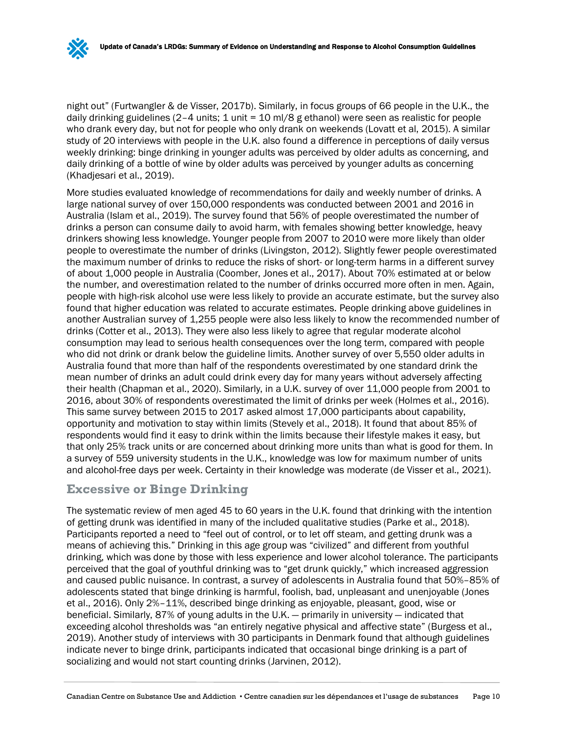night out" (Furtwangler & de Visser, 2017b). Similarly, in focus groups of 66 people in the U.K., the daily drinking guidelines (2–4 units; 1 unit = 10 ml/8 g ethanol) were seen as realistic for people who drank every day, but not for people who only drank on weekends (Lovatt et al, 2015). A similar study of 20 interviews with people in the U.K. also found a difference in perceptions of daily versus weekly drinking: binge drinking in younger adults was perceived by older adults as concerning, and daily drinking of a bottle of wine by older adults was perceived by younger adults as concerning (Khadjesari et al., 2019).

More studies evaluated knowledge of recommendations for daily and weekly number of drinks. A large national survey of over 150,000 respondents was conducted between 2001 and 2016 in Australia (Islam et al., 2019). The survey found that 56% of people overestimated the number of drinks a person can consume daily to avoid harm, with females showing better knowledge, heavy drinkers showing less knowledge. Younger people from 2007 to 2010 were more likely than older people to overestimate the number of drinks (Livingston, 2012). Slightly fewer people overestimated the maximum number of drinks to reduce the risks of short- or long-term harms in a different survey of about 1,000 people in Australia (Coomber, Jones et al., 2017). About 70% estimated at or below the number, and overestimation related to the number of drinks occurred more often in men. Again, people with high-risk alcohol use were less likely to provide an accurate estimate, but the survey also found that higher education was related to accurate estimates. People drinking above guidelines in another Australian survey of 1,255 people were also less likely to know the recommended number of drinks (Cotter et al., 2013). They were also less likely to agree that regular moderate alcohol consumption may lead to serious health consequences over the long term, compared with people who did not drink or drank below the guideline limits. Another survey of over 5,550 older adults in Australia found that more than half of the respondents overestimated by one standard drink the mean number of drinks an adult could drink every day for many years without adversely affecting their health (Chapman et al., 2020). Similarly, in a U.K. survey of over 11,000 people from 2001 to 2016, about 30% of respondents overestimated the limit of drinks per week (Holmes et al., 2016). This same survey between 2015 to 2017 asked almost 17,000 participants about capability, opportunity and motivation to stay within limits (Stevely et al., 2018). It found that about 85% of respondents would find it easy to drink within the limits because their lifestyle makes it easy, but that only 25% track units or are concerned about drinking more units than what is good for them. In a survey of 559 university students in the U.K., knowledge was low for maximum number of units and alcohol-free days per week. Certainty in their knowledge was moderate (de Visser et al., 2021).

## Excessive or Binge Drinking

The systematic review of men aged 45 to 60 years in the U.K. found that drinking with the intention of getting drunk was identified in many of the included qualitative studies (Parke et al., 2018). Participants reported a need to "feel out of control, or to let off steam, and getting drunk was a means of achieving this." Drinking in this age group was "civilized" and different from youthful drinking, which was done by those with less experience and lower alcohol tolerance. The participants perceived that the goal of youthful drinking was to "get drunk quickly," which increased aggression and caused public nuisance. In contrast, a survey of adolescents in Australia found that 50%–85% of adolescents stated that binge drinking is harmful, foolish, bad, unpleasant and unenjoyable (Jones et al., 2016). Only 2%–11%, described binge drinking as enjoyable, pleasant, good, wise or beneficial. Similarly, 87% of young adults in the U.K. — primarily in university — indicated that exceeding alcohol thresholds was "an entirely negative physical and affective state" (Burgess et al., 2019). Another study of interviews with 30 participants in Denmark found that although guidelines indicate never to binge drink, participants indicated that occasional binge drinking is a part of socializing and would not start counting drinks (Jarvinen, 2012).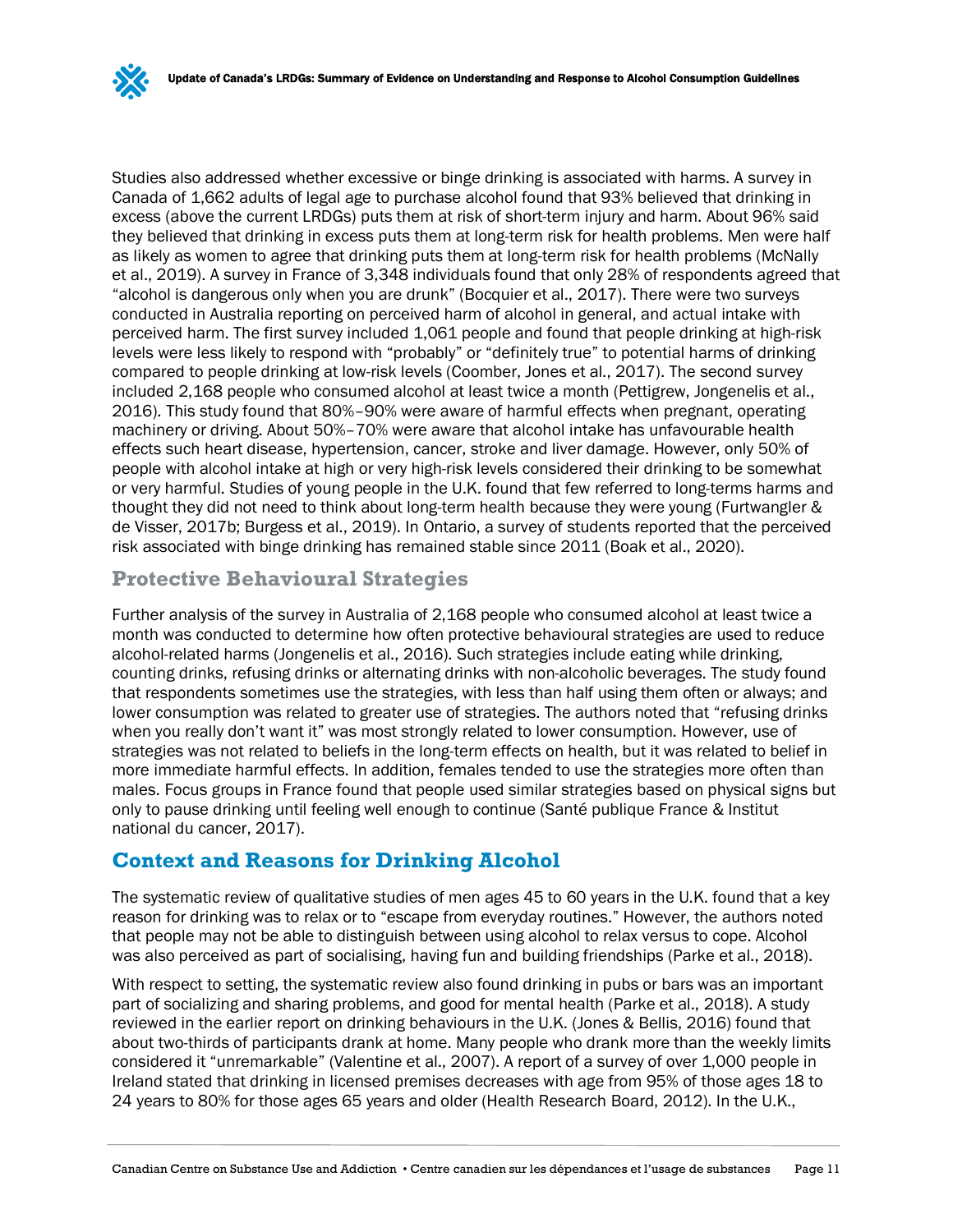Studies also addressed whether excessive or binge drinking is associated with harms. A survey in Canada of 1,662 adults of legal age to purchase alcohol found that 93% believed that drinking in excess (above the current LRDGs) puts them at risk of short-term injury and harm. About 96% said they believed that drinking in excess puts them at long-term risk for health problems. Men were half as likely as women to agree that drinking puts them at long-term risk for health problems (McNally et al., 2019). A survey in France of 3,348 individuals found that only 28% of respondents agreed that "alcohol is dangerous only when you are drunk" (Bocquier et al., 2017). There were two surveys conducted in Australia reporting on perceived harm of alcohol in general, and actual intake with perceived harm. The first survey included 1,061 people and found that people drinking at high-risk levels were less likely to respond with "probably" or "definitely true" to potential harms of drinking compared to people drinking at low-risk levels (Coomber, Jones et al., 2017). The second survey included 2,168 people who consumed alcohol at least twice a month (Pettigrew, Jongenelis et al., 2016). This study found that 80%–90% were aware of harmful effects when pregnant, operating machinery or driving. About 50%–70% were aware that alcohol intake has unfavourable health effects such heart disease, hypertension, cancer, stroke and liver damage. However, only 50% of people with alcohol intake at high or very high-risk levels considered their drinking to be somewhat or very harmful. Studies of young people in the U.K. found that few referred to long-terms harms and thought they did not need to think about long-term health because they were young (Furtwangler & de Visser, 2017b; Burgess et al., 2019). In Ontario, a survey of students reported that the perceived risk associated with binge drinking has remained stable since 2011 (Boak et al., 2020).

### Protective Behavioural Strategies

Further analysis of the survey in Australia of 2,168 people who consumed alcohol at least twice a month was conducted to determine how often protective behavioural strategies are used to reduce alcohol-related harms (Jongenelis et al., 2016). Such strategies include eating while drinking, counting drinks, refusing drinks or alternating drinks with non-alcoholic beverages. The study found that respondents sometimes use the strategies, with less than half using them often or always; and lower consumption was related to greater use of strategies. The authors noted that "refusing drinks when you really don't want it" was most strongly related to lower consumption. However, use of strategies was not related to beliefs in the long-term effects on health, but it was related to belief in more immediate harmful effects. In addition, females tended to use the strategies more often than males. Focus groups in France found that people used similar strategies based on physical signs but only to pause drinking until feeling well enough to continue (Santé publique France & Institut national du cancer, 2017).

## Context and Reasons for Drinking Alcohol

The systematic review of qualitative studies of men ages 45 to 60 years in the U.K. found that a key reason for drinking was to relax or to "escape from everyday routines." However, the authors noted that people may not be able to distinguish between using alcohol to relax versus to cope. Alcohol was also perceived as part of socialising, having fun and building friendships (Parke et al., 2018).

With respect to setting, the systematic review also found drinking in pubs or bars was an important part of socializing and sharing problems, and good for mental health (Parke et al., 2018). A study reviewed in the earlier report on drinking behaviours in the U.K. (Jones & Bellis, 2016) found that about two-thirds of participants drank at home. Many people who drank more than the weekly limits considered it "unremarkable" (Valentine et al., 2007). A report of a survey of over 1,000 people in Ireland stated that drinking in licensed premises decreases with age from 95% of those ages 18 to 24 years to 80% for those ages 65 years and older (Health Research Board, 2012). In the U.K.,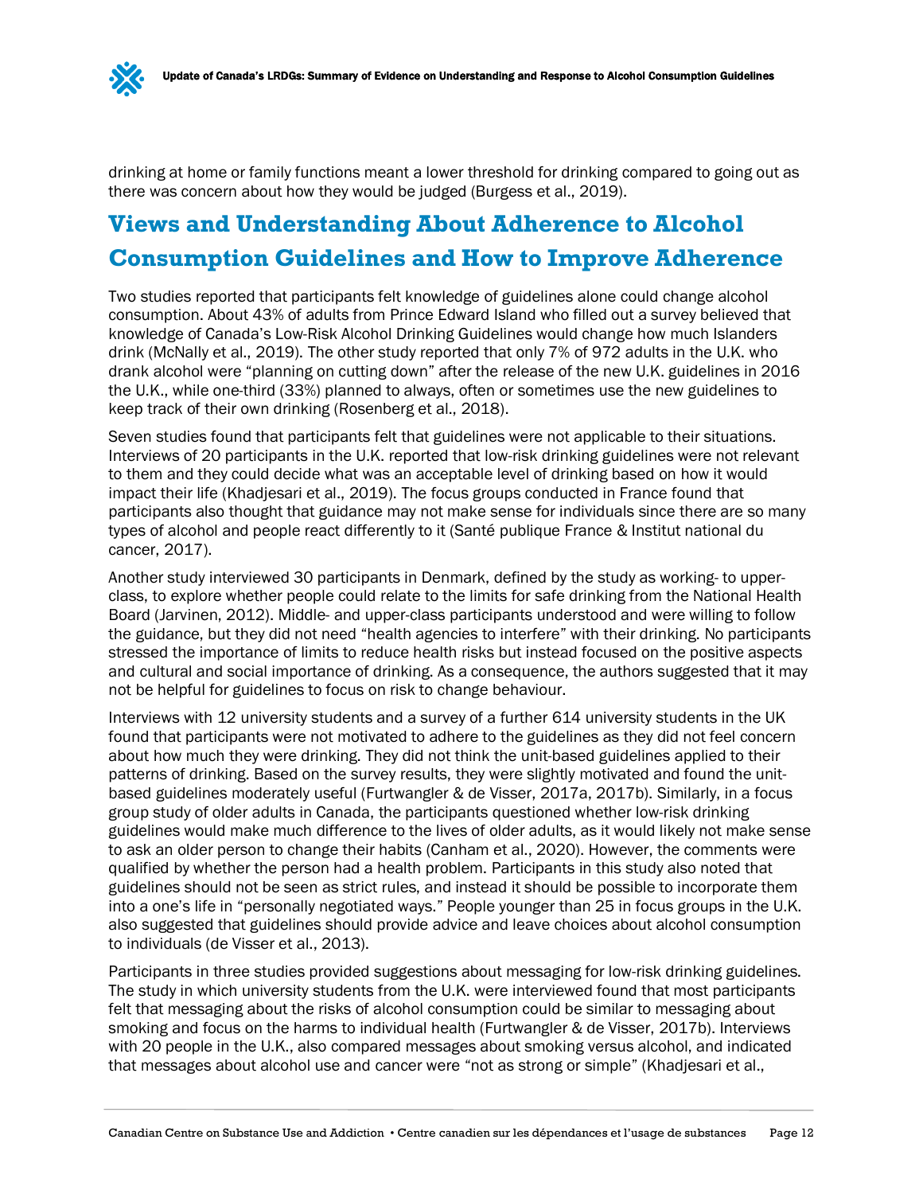drinking at home or family functions meant a lower threshold for drinking compared to going out as there was concern about how they would be judged (Burgess et al., 2019).

## Views and Understanding About Adherence to Alcohol Consumption Guidelines and How to Improve Adherence

Two studies reported that participants felt knowledge of guidelines alone could change alcohol consumption. About 43% of adults from Prince Edward Island who filled out a survey believed that knowledge of Canada's Low-Risk Alcohol Drinking Guidelines would change how much Islanders drink (McNally et al., 2019). The other study reported that only 7% of 972 adults in the U.K. who drank alcohol were "planning on cutting down" after the release of the new U.K. guidelines in 2016 the U.K., while one-third (33%) planned to always, often or sometimes use the new guidelines to keep track of their own drinking (Rosenberg et al., 2018).

Seven studies found that participants felt that guidelines were not applicable to their situations. Interviews of 20 participants in the U.K. reported that low-risk drinking guidelines were not relevant to them and they could decide what was an acceptable level of drinking based on how it would impact their life (Khadjesari et al., 2019). The focus groups conducted in France found that participants also thought that guidance may not make sense for individuals since there are so many types of alcohol and people react differently to it (Santé publique France & Institut national du cancer, 2017).

Another study interviewed 30 participants in Denmark, defined by the study as working- to upper-class, to explore whether people could relate to the limits for safe drinking from the National Health Board (Jarvinen, 2012). Middle- and upper-class participants understood and were willing to follow the guidance, but they did not need "health agencies to interfere" with their drinking. No participants stressed the importance of limits to reduce health risks but instead focused on the positive aspects and cultural and social importance of drinking. As a consequence, the authors suggested that it may not be helpful for guidelines to focus on risk to change behaviour.

Interviews with 12 university students and a survey of a further 614 university students in the UK found that participants were not motivated to adhere to the guidelines as they did not feel concern about how much they were drinking. They did not think the unit-based guidelines applied to their patterns of drinking. Based on the survey results, they were slightly motivated and found the unit-based guidelines moderately useful (Furtwangler & de Visser, 2017a, 2017b). Similarly, in a focus group study of older adults in Canada, the participants questioned whether low-risk drinking guidelines would make much difference to the lives of older adults, as it would likely not make sense to ask an older person to change their habits (Canham et al., 2020). However, the comments were qualified by whether the person had a health problem. Participants in this study also noted that guidelines should not be seen as strict rules, and instead it should be possible to incorporate them into a one's life in "personally negotiated ways." People younger than 25 in focus groups in the U.K. also suggested that guidelines should provide advice and leave choices about alcohol consumption to individuals (de Visser et al., 2013).

Participants in three studies provided suggestions about messaging for low-risk drinking guidelines. The study in which university students from the U.K. were interviewed found that most participants felt that messaging about the risks of alcohol consumption could be similar to messaging about smoking and focus on the harms to individual health (Furtwangler & de Visser, 2017b). Interviews with 20 people in the U.K., also compared messages about smoking versus alcohol, and indicated that messages about alcohol use and cancer were "not as strong or simple" (Khadjesari et al.,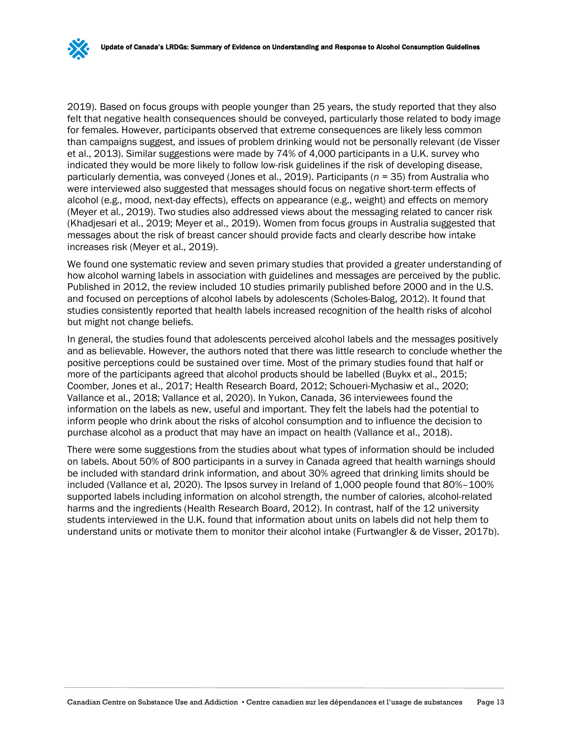2019). Based on focus groups with people younger than 25 years, the study reported that they also felt that negative health consequences should be conveyed, particularly those related to body image for females. However, participants observed that extreme consequences are likely less common than campaigns suggest, and issues of problem drinking would not be personally relevant (de Visser et al., 2013). Similar suggestions were made by 74% of 4,000 participants in a U.K. survey who indicated they would be more likely to follow low-risk guidelines if the risk of developing disease, particularly dementia, was conveyed (Jones et al., 2019). Participants (*n* = 35) from Australia who were interviewed also suggested that messages should focus on negative short-term effects of alcohol (e.g., mood, next-day effects), effects on appearance (e.g., weight) and effects on memory (Meyer et al., 2019). Two studies also addressed views about the messaging related to cancer risk (Khadjesari et al., 2019; Meyer et al., 2019). Women from focus groups in Australia suggested that messages about the risk of breast cancer should provide facts and clearly describe how intake increases risk (Meyer et al., 2019).

We found one systematic review and seven primary studies that provided a greater understanding of how alcohol warning labels in association with guidelines and messages are perceived by the public. Published in 2012, the review included 10 studies primarily published before 2000 and in the U.S. and focused on perceptions of alcohol labels by adolescents (Scholes-Balog, 2012). It found that studies consistently reported that health labels increased recognition of the health risks of alcohol but might not change beliefs.

In general, the studies found that adolescents perceived alcohol labels and the messages positively and as believable. However, the authors noted that there was little research to conclude whether the positive perceptions could be sustained over time. Most of the primary studies found that half or more of the participants agreed that alcohol products should be labelled (Buykx et al., 2015; Coomber, Jones et al., 2017; Health Research Board, 2012; Schoueri-Mychasiw et al., 2020; Vallance et al., 2018; Vallance et al, 2020). In Yukon, Canada, 36 interviewees found the information on the labels as new, useful and important. They felt the labels had the potential to inform people who drink about the risks of alcohol consumption and to influence the decision to purchase alcohol as a product that may have an impact on health (Vallance et al., 2018).

There were some suggestions from the studies about what types of information should be included on labels. About 50% of 800 participants in a survey in Canada agreed that health warnings should be included with standard drink information, and about 30% agreed that drinking limits should be included (Vallance et al, 2020). The Ipsos survey in Ireland of 1,000 people found that 80%–100% supported labels including information on alcohol strength, the number of calories, alcohol-related harms and the ingredients (Health Research Board, 2012). In contrast, half of the 12 university students interviewed in the U.K. found that information about units on labels did not help them to understand units or motivate them to monitor their alcohol intake (Furtwangler & de Visser, 2017b).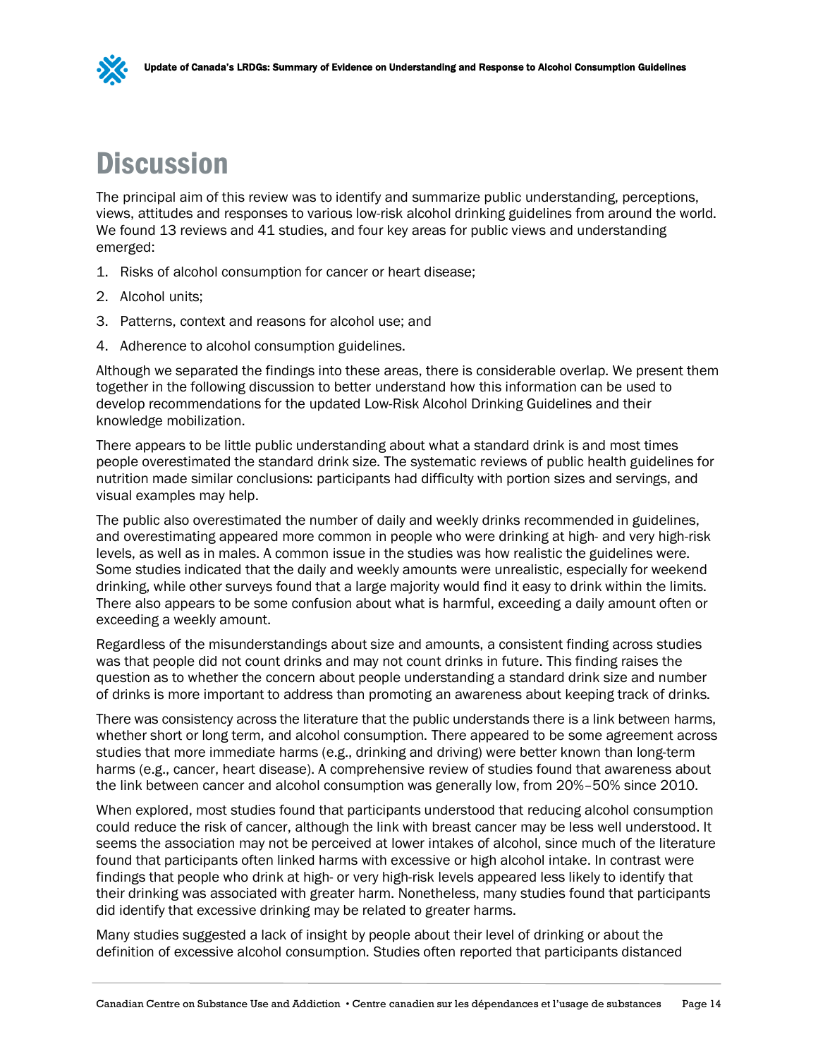# Discussion

The principal aim of this review was to identify and summarize public understanding, perceptions, views, attitudes and responses to various low-risk alcohol drinking guidelines from around the world. We found 13 reviews and 41 studies, and four key areas for public views and understanding emerged:

1. Risks of alcohol consumption for cancer or heart disease;
2. Alcohol units;
3. Patterns, context and reasons for alcohol use; and
4. Adherence to alcohol consumption guidelines.

Although we separated the findings into these areas, there is considerable overlap. We present them together in the following discussion to better understand how this information can be used to develop recommendations for the updated Low-Risk Alcohol Drinking Guidelines and their knowledge mobilization.

There appears to be little public understanding about what a standard drink is and most times people overestimated the standard drink size. The systematic reviews of public health guidelines for nutrition made similar conclusions: participants had difficulty with portion sizes and servings, and visual examples may help.

The public also overestimated the number of daily and weekly drinks recommended in guidelines, and overestimating appeared more common in people who were drinking at high- and very high-risk levels, as well as in males. A common issue in the studies was how realistic the guidelines were. Some studies indicated that the daily and weekly amounts were unrealistic, especially for weekend drinking, while other surveys found that a large majority would find it easy to drink within the limits. There also appears to be some confusion about what is harmful, exceeding a daily amount often or exceeding a weekly amount.

Regardless of the misunderstandings about size and amounts, a consistent finding across studies was that people did not count drinks and may not count drinks in future. This finding raises the question as to whether the concern about people understanding a standard drink size and number of drinks is more important to address than promoting an awareness about keeping track of drinks.

There was consistency across the literature that the public understands there is a link between harms, whether short or long term, and alcohol consumption. There appeared to be some agreement across studies that more immediate harms (e.g., drinking and driving) were better known than long-term harms (e.g., cancer, heart disease). A comprehensive review of studies found that awareness about the link between cancer and alcohol consumption was generally low, from 20%–50% since 2010.

When explored, most studies found that participants understood that reducing alcohol consumption could reduce the risk of cancer, although the link with breast cancer may be less well understood. It seems the association may not be perceived at lower intakes of alcohol, since much of the literature found that participants often linked harms with excessive or high alcohol intake. In contrast were findings that people who drink at high- or very high-risk levels appeared less likely to identify that their drinking was associated with greater harm. Nonetheless, many studies found that participants did identify that excessive drinking may be related to greater harms.

Many studies suggested a lack of insight by people about their level of drinking or about the definition of excessive alcohol consumption. Studies often reported that participants distanced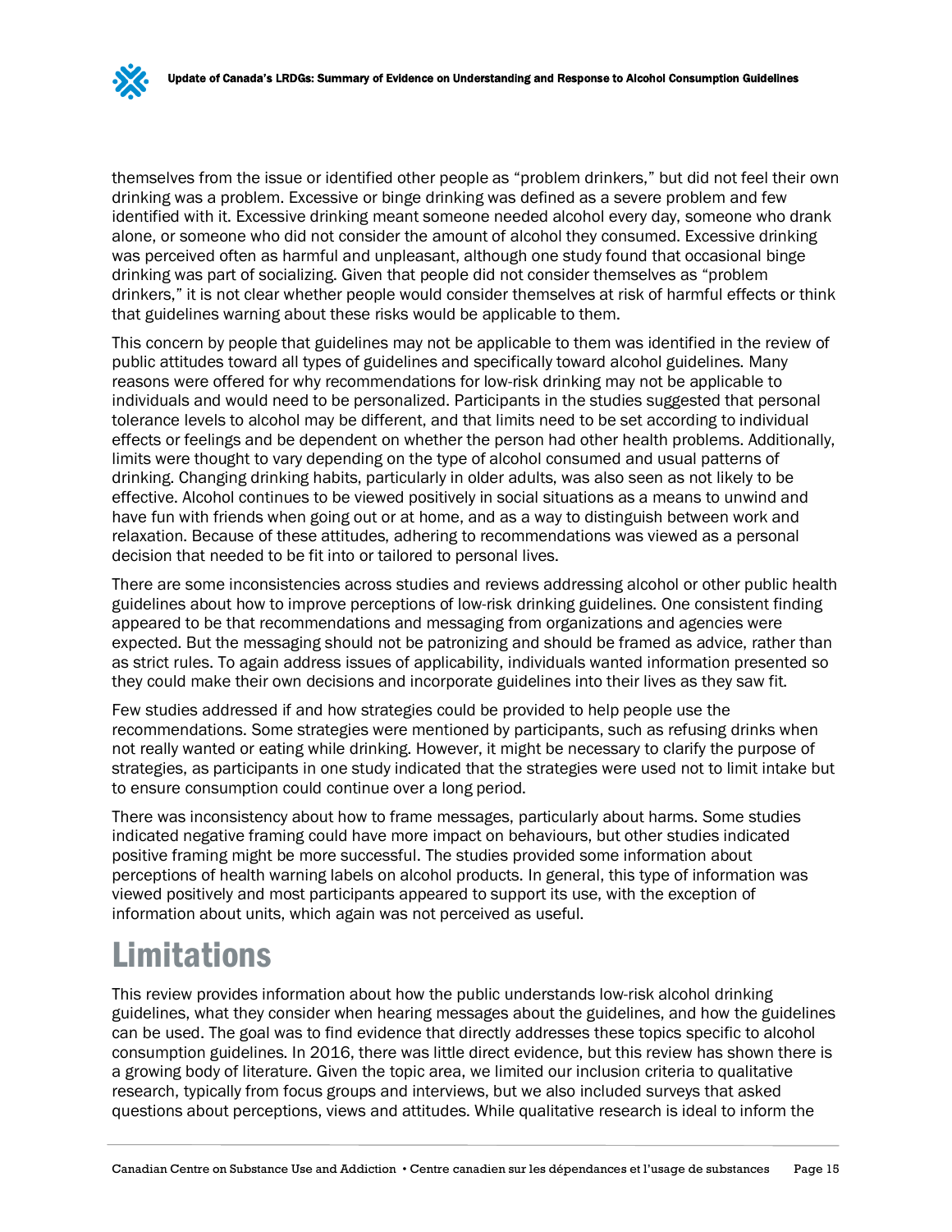themselves from the issue or identified other people as “problem drinkers,” but did not feel their own drinking was a problem. Excessive or binge drinking was defined as a severe problem and few identified with it. Excessive drinking meant someone needed alcohol every day, someone who drank alone, or someone who did not consider the amount of alcohol they consumed. Excessive drinking was perceived often as harmful and unpleasant, although one study found that occasional binge drinking was part of socializing. Given that people did not consider themselves as “problem drinkers,” it is not clear whether people would consider themselves at risk of harmful effects or think that guidelines warning about these risks would be applicable to them.

This concern by people that guidelines may not be applicable to them was identified in the review of public attitudes toward all types of guidelines and specifically toward alcohol guidelines. Many reasons were offered for why recommendations for low-risk drinking may not be applicable to individuals and would need to be personalized. Participants in the studies suggested that personal tolerance levels to alcohol may be different, and that limits need to be set according to individual effects or feelings and be dependent on whether the person had other health problems. Additionally, limits were thought to vary depending on the type of alcohol consumed and usual patterns of drinking. Changing drinking habits, particularly in older adults, was also seen as not likely to be effective. Alcohol continues to be viewed positively in social situations as a means to unwind and have fun with friends when going out or at home, and as a way to distinguish between work and relaxation. Because of these attitudes, adhering to recommendations was viewed as a personal decision that needed to be fit into or tailored to personal lives.

There are some inconsistencies across studies and reviews addressing alcohol or other public health guidelines about how to improve perceptions of low-risk drinking guidelines. One consistent finding appeared to be that recommendations and messaging from organizations and agencies were expected. But the messaging should not be patronizing and should be framed as advice, rather than as strict rules. To again address issues of applicability, individuals wanted information presented so they could make their own decisions and incorporate guidelines into their lives as they saw fit.

Few studies addressed if and how strategies could be provided to help people use the recommendations. Some strategies were mentioned by participants, such as refusing drinks when not really wanted or eating while drinking. However, it might be necessary to clarify the purpose of strategies, as participants in one study indicated that the strategies were used not to limit intake but to ensure consumption could continue over a long period.

There was inconsistency about how to frame messages, particularly about harms. Some studies indicated negative framing could have more impact on behaviours, but other studies indicated positive framing might be more successful. The studies provided some information about perceptions of health warning labels on alcohol products. In general, this type of information was viewed positively and most participants appeared to support its use, with the exception of information about units, which again was not perceived as useful.

# Limitations

This review provides information about how the public understands low-risk alcohol drinking guidelines, what they consider when hearing messages about the guidelines, and how the guidelines can be used. The goal was to find evidence that directly addresses these topics specific to alcohol consumption guidelines. In 2016, there was little direct evidence, but this review has shown there is a growing body of literature. Given the topic area, we limited our inclusion criteria to qualitative research, typically from focus groups and interviews, but we also included surveys that asked questions about perceptions, views and attitudes. While qualitative research is ideal to inform the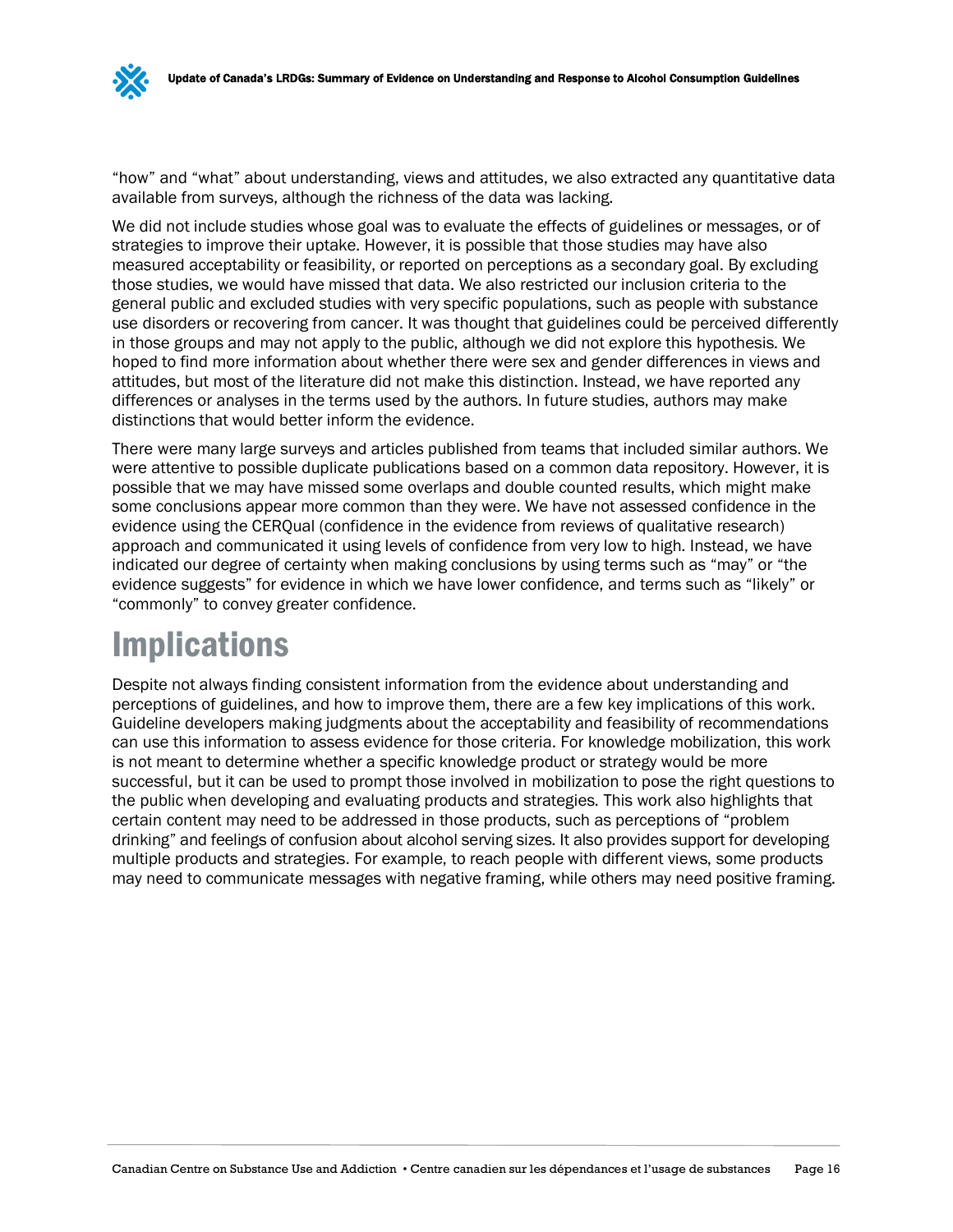"how" and "what" about understanding, views and attitudes, we also extracted any quantitative data available from surveys, although the richness of the data was lacking.

We did not include studies whose goal was to evaluate the effects of guidelines or messages, or of strategies to improve their uptake. However, it is possible that those studies may have also measured acceptability or feasibility, or reported on perceptions as a secondary goal. By excluding those studies, we would have missed that data. We also restricted our inclusion criteria to the general public and excluded studies with very specific populations, such as people with substance use disorders or recovering from cancer. It was thought that guidelines could be perceived differently in those groups and may not apply to the public, although we did not explore this hypothesis. We hoped to find more information about whether there were sex and gender differences in views and attitudes, but most of the literature did not make this distinction. Instead, we have reported any differences or analyses in the terms used by the authors. In future studies, authors may make distinctions that would better inform the evidence.

There were many large surveys and articles published from teams that included similar authors. We were attentive to possible duplicate publications based on a common data repository. However, it is possible that we may have missed some overlaps and double counted results, which might make some conclusions appear more common than they were. We have not assessed confidence in the evidence using the CERQual (confidence in the evidence from reviews of qualitative research) approach and communicated it using levels of confidence from very low to high. Instead, we have indicated our degree of certainty when making conclusions by using terms such as "may" or "the evidence suggests" for evidence in which we have lower confidence, and terms such as "likely" or "commonly" to convey greater confidence.

# Implications

Despite not always finding consistent information from the evidence about understanding and perceptions of guidelines, and how to improve them, there are a few key implications of this work. Guideline developers making judgments about the acceptability and feasibility of recommendations can use this information to assess evidence for those criteria. For knowledge mobilization, this work is not meant to determine whether a specific knowledge product or strategy would be more successful, but it can be used to prompt those involved in mobilization to pose the right questions to the public when developing and evaluating products and strategies. This work also highlights that certain content may need to be addressed in those products, such as perceptions of "problem drinking" and feelings of confusion about alcohol serving sizes. It also provides support for developing multiple products and strategies. For example, to reach people with different views, some products may need to communicate messages with negative framing, while others may need positive framing.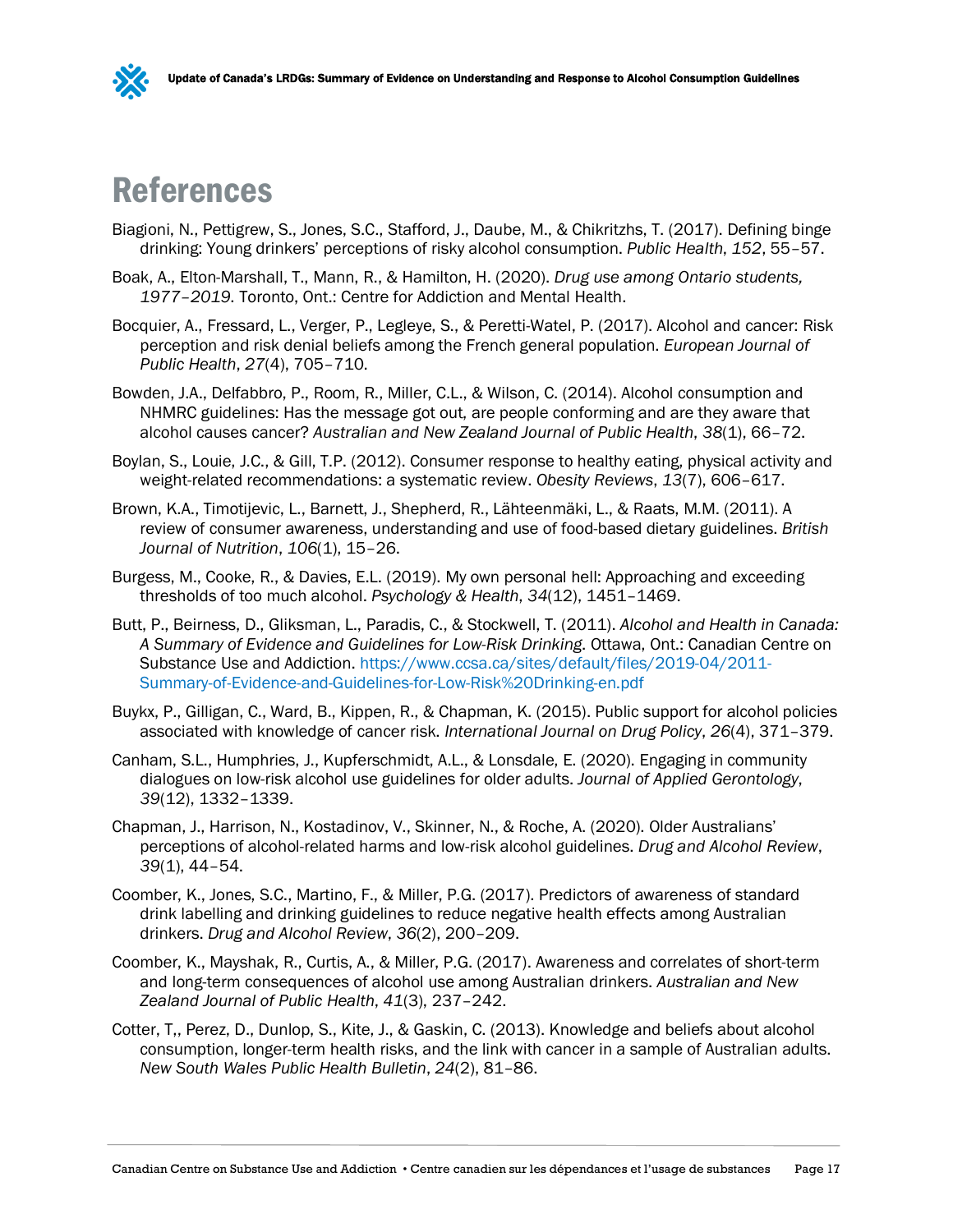# References

Biagioni, N., Pettigrew, S., Jones, S.C., Stafford, J., Daube, M., & Chikritzhs, T. (2017). Defining binge drinking: Young drinkers' perceptions of risky alcohol consumption. *Public Health*, *152*, 55–57.

Boak, A., Elton-Marshall, T., Mann, R., & Hamilton, H. (2020). *Drug use among Ontario students, 1977–2019*. Toronto, Ont.: Centre for Addiction and Mental Health.

Bocquier, A., Fressard, L., Verger, P., Legleye, S., & Peretti-Watel, P. (2017). Alcohol and cancer: Risk perception and risk denial beliefs among the French general population. *European Journal of Public Health*, *27*(4), 705–710.

Bowden, J.A., Delfabbro, P., Room, R., Miller, C.L., & Wilson, C. (2014). Alcohol consumption and NHMRC guidelines: Has the message got out, are people conforming and are they aware that alcohol causes cancer? *Australian and New Zealand Journal of Public Health*, *38*(1), 66–72.

Boylan, S., Louie, J.C., & Gill, T.P. (2012). Consumer response to healthy eating, physical activity and weight-related recommendations: a systematic review. *Obesity Reviews*, *13*(7), 606–617.

Brown, K.A., Timotijevic, L., Barnett, J., Shepherd, R., Lähteenmäki, L., & Raats, M.M. (2011). A review of consumer awareness, understanding and use of food-based dietary guidelines. *British Journal of Nutrition*, *106*(1), 15–26.

Burgess, M., Cooke, R., & Davies, E.L. (2019). My own personal hell: Approaching and exceeding thresholds of too much alcohol. *Psychology & Health*, *34*(12), 1451–1469.

Butt, P., Beirness, D., Gliksman, L., Paradis, C., & Stockwell, T. (2011). *Alcohol and Health in Canada: A Summary of Evidence and Guidelines for Low-Risk Drinking*. Ottawa, Ont.: Canadian Centre on Substance Use and Addiction. https://www.ccsa.ca/sites/default/files/2019-04/2011-Summary-of-Evidence-and-Guidelines-for-Low-Risk%20Drinking-en.pdf

Buykx, P., Gilligan, C., Ward, B., Kippen, R., & Chapman, K. (2015). Public support for alcohol policies associated with knowledge of cancer risk. *International Journal on Drug Policy*, *26*(4), 371–379.

Canham, S.L., Humphries, J., Kupferschmidt, A.L., & Lonsdale, E. (2020). Engaging in community dialogues on low-risk alcohol use guidelines for older adults. *Journal of Applied Gerontology*, *39*(12), 1332–1339.

Chapman, J., Harrison, N., Kostadinov, V., Skinner, N., & Roche, A. (2020). Older Australians' perceptions of alcohol-related harms and low-risk alcohol guidelines. *Drug and Alcohol Review*, *39*(1), 44–54.

Coomber, K., Jones, S.C., Martino, F., & Miller, P.G. (2017). Predictors of awareness of standard drink labelling and drinking guidelines to reduce negative health effects among Australian drinkers. *Drug and Alcohol Review*, *36*(2), 200–209.

Coomber, K., Mayshak, R., Curtis, A., & Miller, P.G. (2017). Awareness and correlates of short-term and long-term consequences of alcohol use among Australian drinkers. *Australian and New Zealand Journal of Public Health*, *41*(3), 237–242.

Cotter, T,, Perez, D., Dunlop, S., Kite, J., & Gaskin, C. (2013). Knowledge and beliefs about alcohol consumption, longer-term health risks, and the link with cancer in a sample of Australian adults. *New South Wales Public Health Bulletin*, *24*(2), 81–86.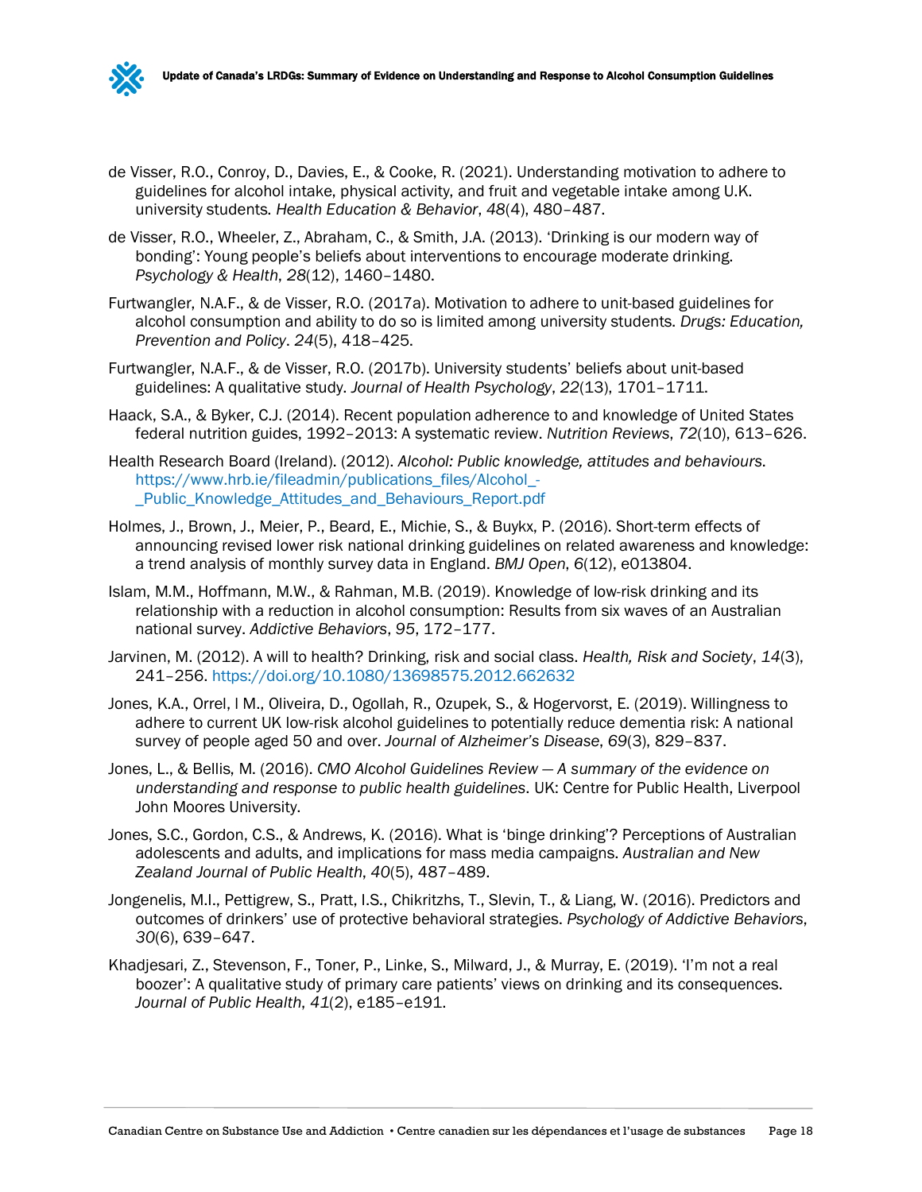de Visser, R.O., Conroy, D., Davies, E., & Cooke, R. (2021). Understanding motivation to adhere to guidelines for alcohol intake, physical activity, and fruit and vegetable intake among U.K. university students. *Health Education & Behavior*, *48*(4), 480–487.

de Visser, R.O., Wheeler, Z., Abraham, C., & Smith, J.A. (2013). 'Drinking is our modern way of bonding': Young people's beliefs about interventions to encourage moderate drinking. *Psychology & Health*, *28*(12), 1460–1480.

Furtwangler, N.A.F., & de Visser, R.O. (2017a). Motivation to adhere to unit-based guidelines for alcohol consumption and ability to do so is limited among university students. *Drugs: Education, Prevention and Policy*. *24*(5), 418–425.

Furtwangler, N.A.F., & de Visser, R.O. (2017b). University students' beliefs about unit-based guidelines: A qualitative study. *Journal of Health Psychology*, *22*(13), 1701–1711.

Haack, S.A., & Byker, C.J. (2014). Recent population adherence to and knowledge of United States federal nutrition guides, 1992–2013: A systematic review. *Nutrition Reviews*, *72*(10), 613–626.

Health Research Board (Ireland). (2012). *Alcohol: Public knowledge, attitudes and behaviours*. https://www.hrb.ie/fileadmin/publications_files/Alcohol_-_Public_Knowledge_Attitudes_and_Behaviours_Report.pdf

Holmes, J., Brown, J., Meier, P., Beard, E., Michie, S., & Buykx, P. (2016). Short-term effects of announcing revised lower risk national drinking guidelines on related awareness and knowledge: a trend analysis of monthly survey data in England. *BMJ Open*, *6*(12), e013804.

Islam, M.M., Hoffmann, M.W., & Rahman, M.B. (2019). Knowledge of low-risk drinking and its relationship with a reduction in alcohol consumption: Results from six waves of an Australian national survey. *Addictive Behaviors*, *95*, 172–177.

Jarvinen, M. (2012). A will to health? Drinking, risk and social class. *Health, Risk and Society*, *14*(3), 241–256. https://doi.org/10.1080/13698575.2012.662632

Jones, K.A., Orrel, I M., Oliveira, D., Ogollah, R., Ozupek, S., & Hogervorst, E. (2019). Willingness to adhere to current UK low-risk alcohol guidelines to potentially reduce dementia risk: A national survey of people aged 50 and over. *Journal of Alzheimer's Disease*, *69*(3), 829–837.

Jones, L., & Bellis, M. (2016). *CMO Alcohol Guidelines Review — A summary of the evidence on understanding and response to public health guidelines*. UK: Centre for Public Health, Liverpool John Moores University.

Jones, S.C., Gordon, C.S., & Andrews, K. (2016). What is 'binge drinking'? Perceptions of Australian adolescents and adults, and implications for mass media campaigns. *Australian and New Zealand Journal of Public Health*, *40*(5), 487–489.

Jongenelis, M.I., Pettigrew, S., Pratt, I.S., Chikritzhs, T., Slevin, T., & Liang, W. (2016). Predictors and outcomes of drinkers' use of protective behavioral strategies. *Psychology of Addictive Behaviors*, *30*(6), 639–647.

Khadjesari, Z., Stevenson, F., Toner, P., Linke, S., Milward, J., & Murray, E. (2019). 'I'm not a real boozer': A qualitative study of primary care patients' views on drinking and its consequences. *Journal of Public Health*, *41*(2), e185–e191.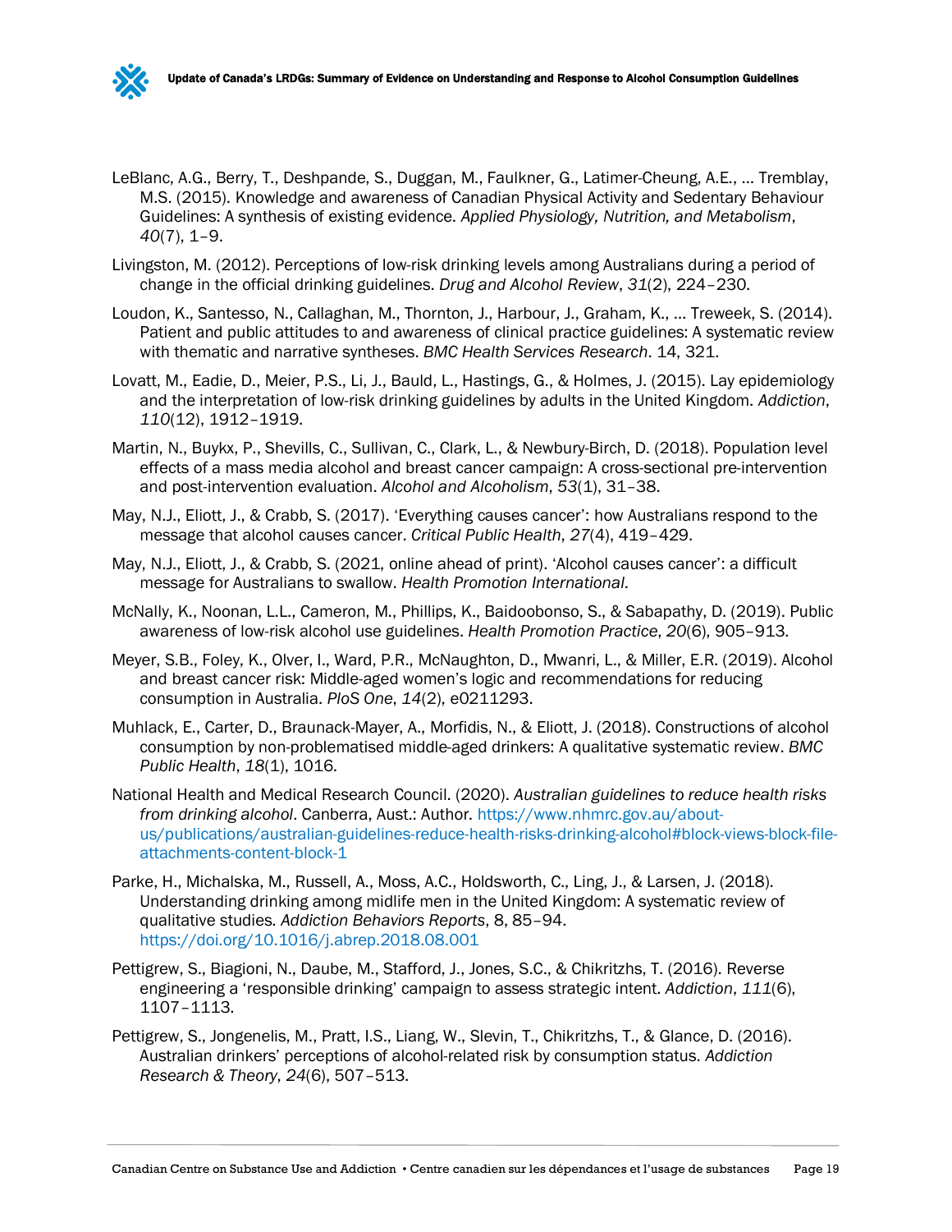LeBlanc, A.G., Berry, T., Deshpande, S., Duggan, M., Faulkner, G., Latimer-Cheung, A.E., … Tremblay, M.S. (2015). Knowledge and awareness of Canadian Physical Activity and Sedentary Behaviour Guidelines: A synthesis of existing evidence. *Applied Physiology, Nutrition, and Metabolism*, *40*(7), 1–9.

Livingston, M. (2012). Perceptions of low-risk drinking levels among Australians during a period of change in the official drinking guidelines. *Drug and Alcohol Review*, *31*(2), 224–230.

Loudon, K., Santesso, N., Callaghan, M., Thornton, J., Harbour, J., Graham, K., … Treweek, S. (2014). Patient and public attitudes to and awareness of clinical practice guidelines: A systematic review with thematic and narrative syntheses. *BMC Health Services Research*. 14, 321.

Lovatt, M., Eadie, D., Meier, P.S., Li, J., Bauld, L., Hastings, G., & Holmes, J. (2015). Lay epidemiology and the interpretation of low-risk drinking guidelines by adults in the United Kingdom. *Addiction*, *110*(12), 1912–1919.

Martin, N., Buykx, P., Shevills, C., Sullivan, C., Clark, L., & Newbury-Birch, D. (2018). Population level effects of a mass media alcohol and breast cancer campaign: A cross-sectional pre-intervention and post-intervention evaluation. *Alcohol and Alcoholism*, *53*(1), 31–38.

May, N.J., Eliott, J., & Crabb, S. (2017). 'Everything causes cancer': how Australians respond to the message that alcohol causes cancer. *Critical Public Health*, *27*(4), 419–429.

May, N.J., Eliott, J., & Crabb, S. (2021, online ahead of print). 'Alcohol causes cancer': a difficult message for Australians to swallow. *Health Promotion International*.

McNally, K., Noonan, L.L., Cameron, M., Phillips, K., Baidoobonso, S., & Sabapathy, D. (2019). Public awareness of low-risk alcohol use guidelines. *Health Promotion Practice*, *20*(6), 905–913.

Meyer, S.B., Foley, K., Olver, I., Ward, P.R., McNaughton, D., Mwanri, L., & Miller, E.R. (2019). Alcohol and breast cancer risk: Middle-aged women's logic and recommendations for reducing consumption in Australia. *PloS One*, *14*(2), e0211293.

Muhlack, E., Carter, D., Braunack-Mayer, A., Morfidis, N., & Eliott, J. (2018). Constructions of alcohol consumption by non-problematised middle-aged drinkers: A qualitative systematic review. *BMC Public Health*, *18*(1), 1016.

National Health and Medical Research Council. (2020). *Australian guidelines to reduce health risks from drinking alcohol*. Canberra, Aust.: Author. https://www.nhmrc.gov.au/about-us/publications/australian-guidelines-reduce-health-risks-drinking-alcohol#block-views-block-file-attachments-content-block-1

Parke, H., Michalska, M., Russell, A., Moss, A.C., Holdsworth, C., Ling, J., & Larsen, J. (2018). Understanding drinking among midlife men in the United Kingdom: A systematic review of qualitative studies. *Addiction Behaviors Reports*, 8, 85–94. https://doi.org/10.1016/j.abrep.2018.08.001

Pettigrew, S., Biagioni, N., Daube, M., Stafford, J., Jones, S.C., & Chikritzhs, T. (2016). Reverse engineering a 'responsible drinking' campaign to assess strategic intent. *Addiction*, *111*(6), 1107–1113.

Pettigrew, S., Jongenelis, M., Pratt, I.S., Liang, W., Slevin, T., Chikritzhs, T., & Glance, D. (2016). Australian drinkers' perceptions of alcohol-related risk by consumption status. *Addiction Research & Theory*, *24*(6), 507–513.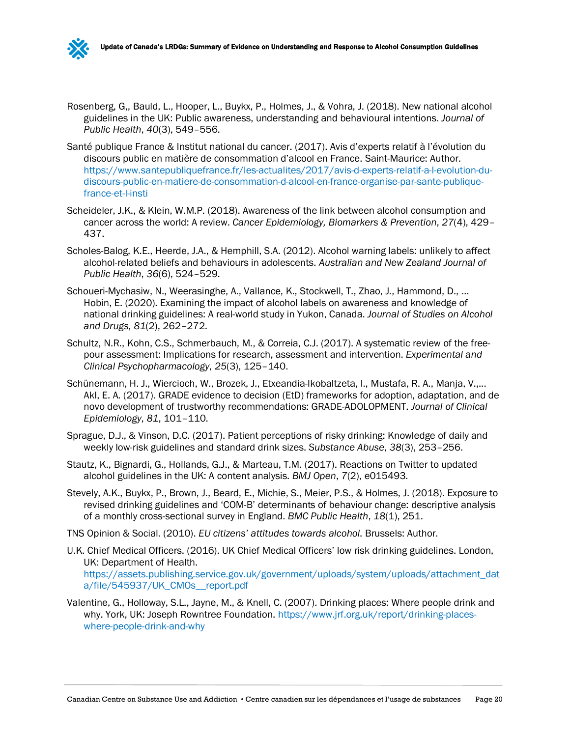Rosenberg, G,, Bauld, L., Hooper, L., Buykx, P., Holmes, J., & Vohra, J. (2018). New national alcohol guidelines in the UK: Public awareness, understanding and behavioural intentions. *Journal of Public Health*, *40*(3), 549–556.

Santé publique France & Institut national du cancer. (2017). Avis d'experts relatif à l'évolution du discours public en matière de consommation d'alcool en France. Saint-Maurice: Author. https://www.santepubliquefrance.fr/les-actualites/2017/avis-d-experts-relatif-a-l-evolution-du-discours-public-en-matiere-de-consommation-d-alcool-en-france-organise-par-sante-publique-france-et-l-insti

Scheideler, J.K., & Klein, W.M.P. (2018). Awareness of the link between alcohol consumption and cancer across the world: A review. *Cancer Epidemiology, Biomarkers & Prevention*, *27*(4), 429–437.

Scholes-Balog, K.E., Heerde, J.A., & Hemphill, S.A. (2012). Alcohol warning labels: unlikely to affect alcohol-related beliefs and behaviours in adolescents. *Australian and New Zealand Journal of Public Health*, *36*(6), 524–529.

Schoueri-Mychasiw, N., Weerasinghe, A., Vallance, K., Stockwell, T., Zhao, J., Hammond, D., ... Hobin, E. (2020). Examining the impact of alcohol labels on awareness and knowledge of national drinking guidelines: A real-world study in Yukon, Canada. *Journal of Studies on Alcohol and Drugs*, *81*(2), 262–272.

Schultz, N.R., Kohn, C.S., Schmerbauch, M., & Correia, C.J. (2017). A systematic review of the free-pour assessment: Implications for research, assessment and intervention. *Experimental and Clinical Psychopharmacology*, *25*(3), 125–140.

Schünemann, H. J., Wiercioch, W., Brozek, J., Etxeandia-Ikobaltzeta, I., Mustafa, R. A., Manja, V.,... Akl, E. A. (2017). GRADE evidence to decision (EtD) frameworks for adoption, adaptation, and de novo development of trustworthy recommendations: GRADE-ADOLOPMENT. *Journal of Clinical Epidemiology*, *81*, 101–110.

Sprague, D.J., & Vinson, D.C. (2017). Patient perceptions of risky drinking: Knowledge of daily and weekly low-risk guidelines and standard drink sizes. *Substance Abuse*, *38*(3), 253–256.

Stautz, K., Bignardi, G., Hollands, G.J., & Marteau, T.M. (2017). Reactions on Twitter to updated alcohol guidelines in the UK: A content analysis. *BMJ Open*, *7*(2), e015493.

Stevely, A.K., Buykx, P., Brown, J., Beard, E., Michie, S., Meier, P.S., & Holmes, J. (2018). Exposure to revised drinking guidelines and 'COM-B' determinants of behaviour change: descriptive analysis of a monthly cross-sectional survey in England. *BMC Public Health*, *18*(1), 251.

TNS Opinion & Social. (2010). *EU citizens' attitudes towards alcohol*. Brussels: Author.

U.K. Chief Medical Officers. (2016). UK Chief Medical Officers' low risk drinking guidelines. London, UK: Department of Health. https://assets.publishing.service.gov.uk/government/uploads/system/uploads/attachment_data/file/545937/UK_CMOs__report.pdf

Valentine, G., Holloway, S.L., Jayne, M., & Knell, C. (2007). Drinking places: Where people drink and why. York, UK: Joseph Rowntree Foundation. https://www.jrf.org.uk/report/drinking-places-where-people-drink-and-why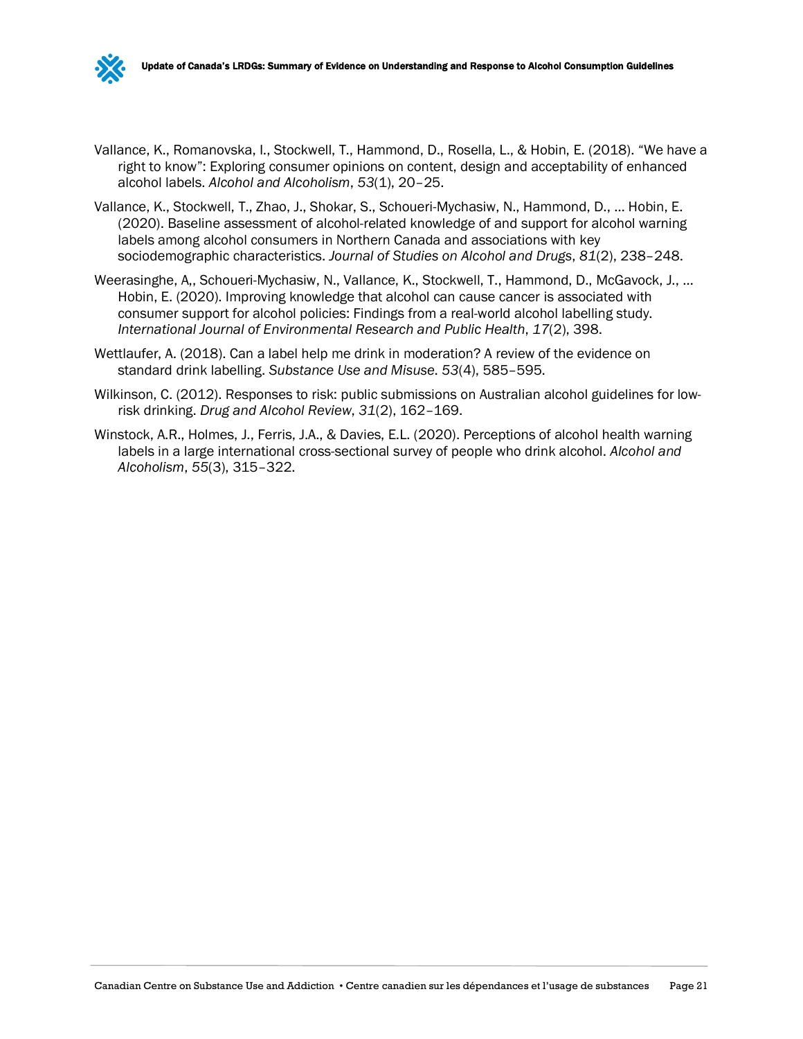Vallance, K., Romanovska, I., Stockwell, T., Hammond, D., Rosella, L., & Hobin, E. (2018). "We have a right to know": Exploring consumer opinions on content, design and acceptability of enhanced alcohol labels. *Alcohol and Alcoholism*, *53*(1), 20–25.

Vallance, K., Stockwell, T., Zhao, J., Shokar, S., Schoueri-Mychasiw, N., Hammond, D., … Hobin, E. (2020). Baseline assessment of alcohol-related knowledge of and support for alcohol warning labels among alcohol consumers in Northern Canada and associations with key sociodemographic characteristics. *Journal of Studies on Alcohol and Drugs*, *81*(2), 238–248.

Weerasinghe, A,, Schoueri-Mychasiw, N., Vallance, K., Stockwell, T., Hammond, D., McGavock, J., … Hobin, E. (2020). Improving knowledge that alcohol can cause cancer is associated with consumer support for alcohol policies: Findings from a real-world alcohol labelling study. *International Journal of Environmental Research and Public Health*, *17*(2), 398.

Wettlaufer, A. (2018). Can a label help me drink in moderation? A review of the evidence on standard drink labelling. *Substance Use and Misuse*. *53*(4), 585–595.

Wilkinson, C. (2012). Responses to risk: public submissions on Australian alcohol guidelines for low-risk drinking. *Drug and Alcohol Review*, *31*(2), 162–169.

Winstock, A.R., Holmes, J., Ferris, J.A., & Davies, E.L. (2020). Perceptions of alcohol health warning labels in a large international cross-sectional survey of people who drink alcohol. *Alcohol and Alcoholism*, *55*(3), 315–322.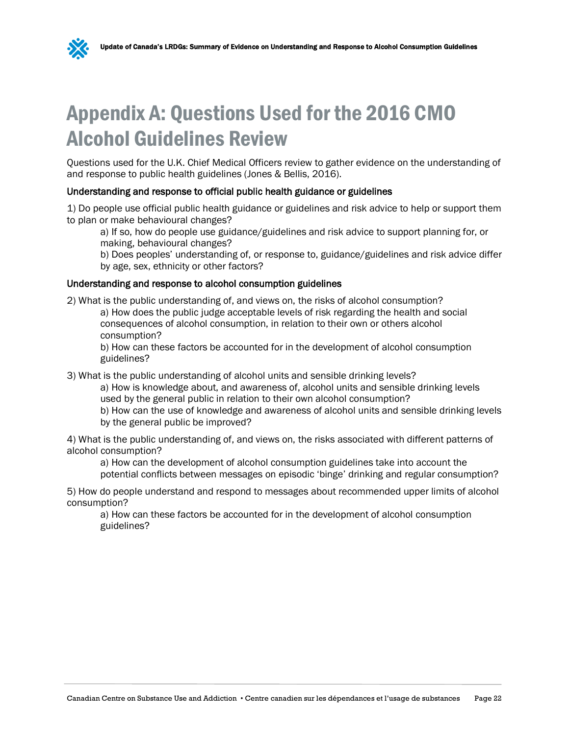# Appendix A: Questions Used for the 2016 CMO Alcohol Guidelines Review

Questions used for the U.K. Chief Medical Officers review to gather evidence on the understanding of and response to public health guidelines (Jones & Bellis, 2016).

### Understanding and response to official public health guidance or guidelines

1) Do people use official public health guidance or guidelines and risk advice to help or support them to plan or make behavioural changes?

   a) If so, how do people use guidance/guidelines and risk advice to support planning for, or making, behavioural changes?

   b) Does peoples' understanding of, or response to, guidance/guidelines and risk advice differ by age, sex, ethnicity or other factors?

### Understanding and response to alcohol consumption guidelines

2) What is the public understanding of, and views on, the risks of alcohol consumption?

   a) How does the public judge acceptable levels of risk regarding the health and social consequences of alcohol consumption, in relation to their own or others alcohol consumption?

   b) How can these factors be accounted for in the development of alcohol consumption guidelines?

3) What is the public understanding of alcohol units and sensible drinking levels?

   a) How is knowledge about, and awareness of, alcohol units and sensible drinking levels used by the general public in relation to their own alcohol consumption?

   b) How can the use of knowledge and awareness of alcohol units and sensible drinking levels by the general public be improved?

4) What is the public understanding of, and views on, the risks associated with different patterns of alcohol consumption?

   a) How can the development of alcohol consumption guidelines take into account the potential conflicts between messages on episodic 'binge' drinking and regular consumption?

5) How do people understand and respond to messages about recommended upper limits of alcohol consumption?

   a) How can these factors be accounted for in the development of alcohol consumption guidelines?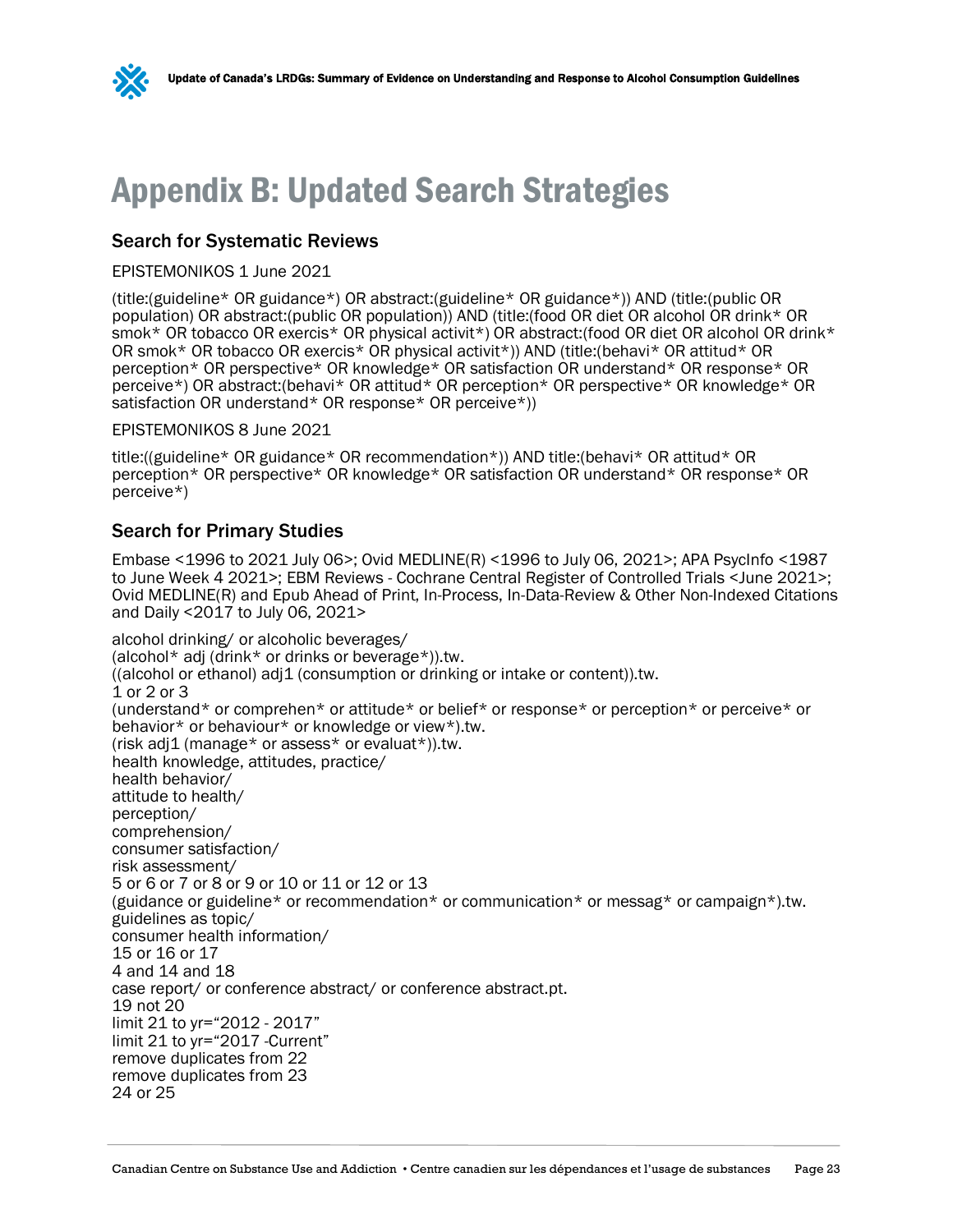# Appendix B: Updated Search Strategies

## Search for Systematic Reviews

EPISTEMONIKOS 1 June 2021

(title:(guideline* OR guidance*) OR abstract:(guideline* OR guidance*)) AND (title:(public OR population) OR abstract:(public OR population)) AND (title:(food OR diet OR alcohol OR drink* OR smok* OR tobacco OR exercis* OR physical activit*) OR abstract:(food OR diet OR alcohol OR drink* OR smok* OR tobacco OR exercis* OR physical activit*)) AND (title:(behavi* OR attitud* OR perception* OR perspective* OR knowledge* OR satisfaction OR understand* OR response* OR perceive*) OR abstract:(behavi* OR attitud* OR perception* OR perspective* OR knowledge* OR satisfaction OR understand* OR response* OR perceive*))

EPISTEMONIKOS 8 June 2021

title:((guideline* OR guidance* OR recommendation*)) AND title:(behavi* OR attitud* OR perception* OR perspective* OR knowledge* OR satisfaction OR understand* OR response* OR perceive*)

## Search for Primary Studies

Embase <1996 to 2021 July 06>; Ovid MEDLINE(R) <1996 to July 06, 2021>; APA PsycInfo <1987 to June Week 4 2021>; EBM Reviews - Cochrane Central Register of Controlled Trials <June 2021>; Ovid MEDLINE(R) and Epub Ahead of Print, In-Process, In-Data-Review & Other Non-Indexed Citations and Daily <2017 to July 06, 2021>

alcohol drinking/ or alcoholic beverages/
(alcohol* adj (drink* or drinks or beverage*)).tw.
((alcohol or ethanol) adj1 (consumption or drinking or intake or content)).tw.
1 or 2 or 3
(understand* or comprehen* or attitude* or belief* or response* or perception* or perceive* or behavior* or behaviour* or knowledge or view*).tw.
(risk adj1 (manage* or assess* or evaluat*)).tw.
health knowledge, attitudes, practice/
health behavior/
attitude to health/
perception/
comprehension/
consumer satisfaction/
risk assessment/
5 or 6 or 7 or 8 or 9 or 10 or 11 or 12 or 13
(guidance or guideline* or recommendation* or communication* or messag* or campaign*).tw.
guidelines as topic/
consumer health information/
15 or 16 or 17
4 and 14 and 18
case report/ or conference abstract/ or conference abstract.pt.
19 not 20
limit 21 to yr="2012 - 2017"
limit 21 to yr="2017 -Current"
remove duplicates from 22
remove duplicates from 23
24 or 25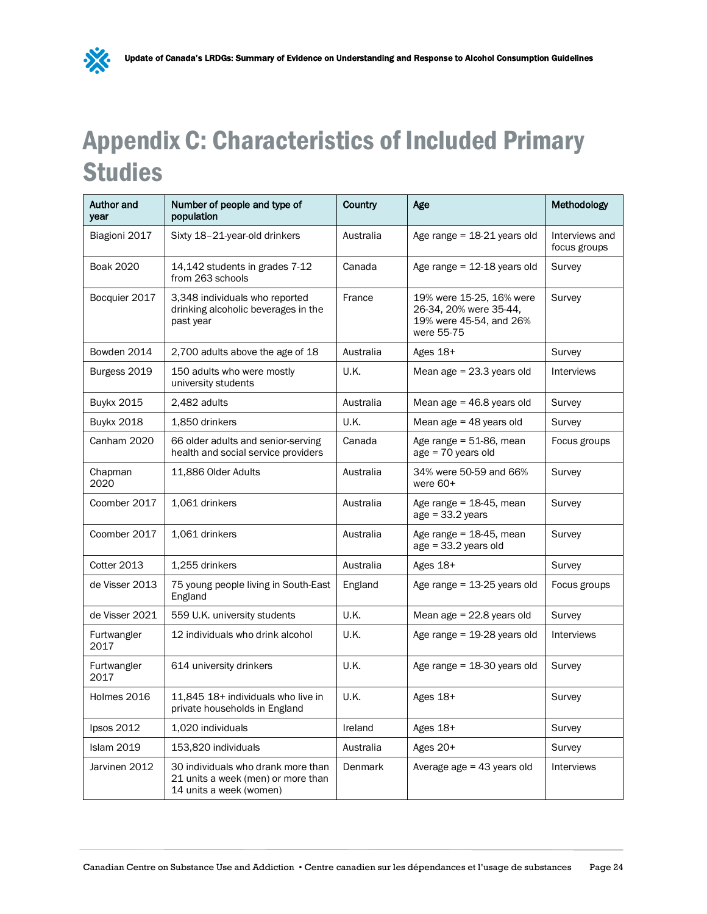# Appendix C: Characteristics of Included Primary Studies

| Author and year | Number of people and type of population | Country | Age | Methodology |
|---|---|---|---|---|
| Biagioni 2017 | Sixty 18–21-year-old drinkers | Australia | Age range = 18-21 years old | Interviews and focus groups |
| Boak 2020 | 14,142 students in grades 7-12 from 263 schools | Canada | Age range = 12-18 years old | Survey |
| Bocquier 2017 | 3,348 individuals who reported drinking alcoholic beverages in the past year | France | 19% were 15-25, 16% were 26-34, 20% were 35-44, 19% were 45-54, and 26% were 55-75 | Survey |
| Bowden 2014 | 2,700 adults above the age of 18 | Australia | Ages 18+ | Survey |
| Burgess 2019 | 150 adults who were mostly university students | U.K. | Mean age = 23.3 years old | Interviews |
| Buykx 2015 | 2,482 adults | Australia | Mean age = 46.8 years old | Survey |
| Buykx 2018 | 1,850 drinkers | U.K. | Mean age = 48 years old | Survey |
| Canham 2020 | 66 older adults and senior-serving health and social service providers | Canada | Age range = 51-86, mean age = 70 years old | Focus groups |
| Chapman 2020 | 11,886 Older Adults | Australia | 34% were 50-59 and 66% were 60+ | Survey |
| Coomber 2017 | 1,061 drinkers | Australia | Age range = 18-45, mean age = 33.2 years | Survey |
| Coomber 2017 | 1,061 drinkers | Australia | Age range = 18-45, mean age = 33.2 years old | Survey |
| Cotter 2013 | 1,255 drinkers | Australia | Ages 18+ | Survey |
| de Visser 2013 | 75 young people living in South-East England | England | Age range = 13-25 years old | Focus groups |
| de Visser 2021 | 559 U.K. university students | U.K. | Mean age = 22.8 years old | Survey |
| Furtwangler 2017 | 12 individuals who drink alcohol | U.K. | Age range = 19-28 years old | Interviews |
| Furtwangler 2017 | 614 university drinkers | U.K. | Age range = 18-30 years old | Survey |
| Holmes 2016 | 11,845 18+ individuals who live in private households in England | U.K. | Ages 18+ | Survey |
| Ipsos 2012 | 1,020 individuals | Ireland | Ages 18+ | Survey |
| Islam 2019 | 153,820 individuals | Australia | Ages 20+ | Survey |
| Jarvinen 2012 | 30 individuals who drank more than 21 units a week (men) or more than 14 units a week (women) | Denmark | Average age = 43 years old | Interviews |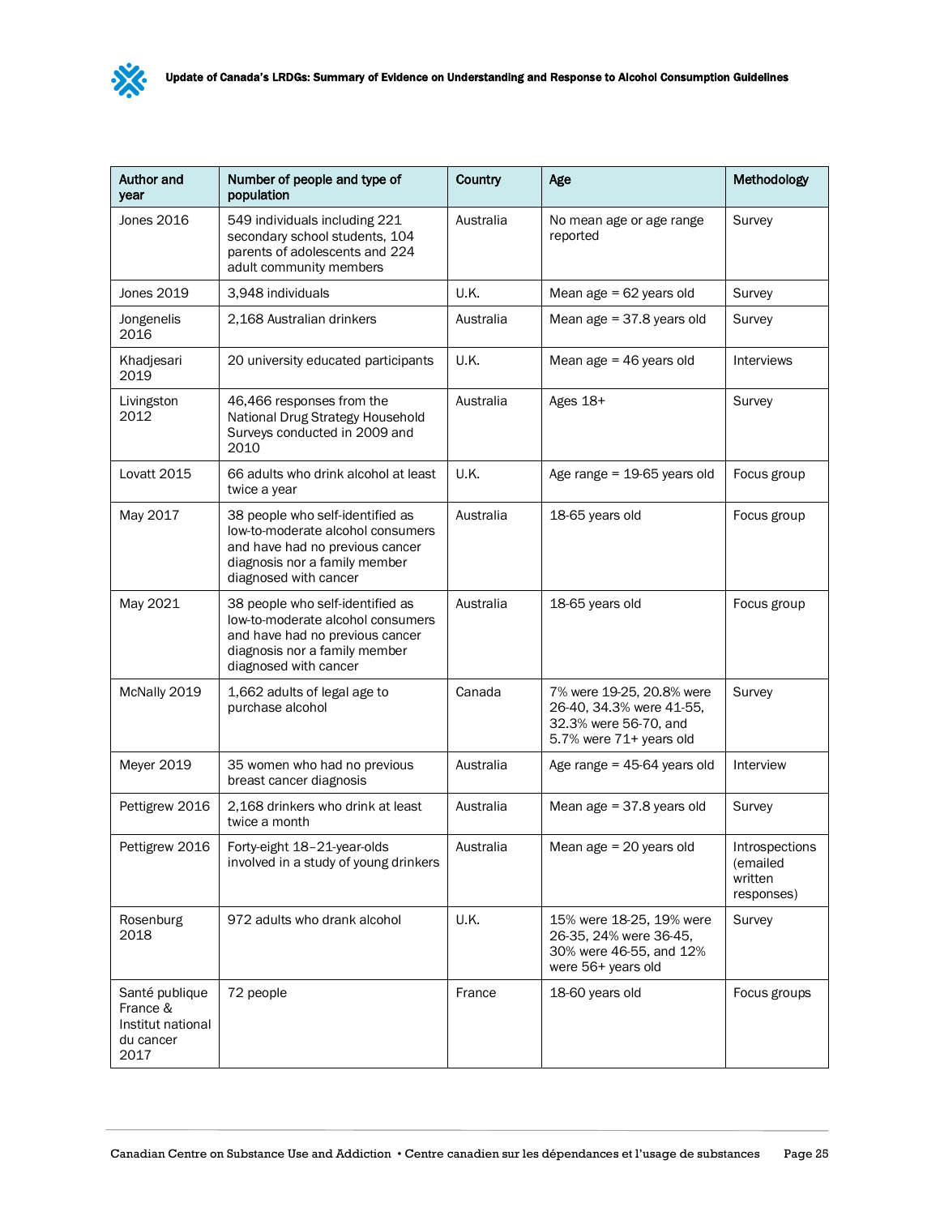| Author and year | Number of people and type of population | Country | Age | Methodology |
|---|---|---|---|---|
| Jones 2016 | 549 individuals including 221 secondary school students, 104 parents of adolescents and 224 adult community members | Australia | No mean age or age range reported | Survey |
| Jones 2019 | 3,948 individuals | U.K. | Mean age = 62 years old | Survey |
| Jongenelis 2016 | 2,168 Australian drinkers | Australia | Mean age = 37.8 years old | Survey |
| Khadjesari 2019 | 20 university educated participants | U.K. | Mean age = 46 years old | Interviews |
| Livingston 2012 | 46,466 responses from the National Drug Strategy Household Surveys conducted in 2009 and 2010 | Australia | Ages 18+ | Survey |
| Lovatt 2015 | 66 adults who drink alcohol at least twice a year | U.K. | Age range = 19-65 years old | Focus group |
| May 2017 | 38 people who self-identified as low-to-moderate alcohol consumers and have had no previous cancer diagnosis nor a family member diagnosed with cancer | Australia | 18-65 years old | Focus group |
| May 2021 | 38 people who self-identified as low-to-moderate alcohol consumers and have had no previous cancer diagnosis nor a family member diagnosed with cancer | Australia | 18-65 years old | Focus group |
| McNally 2019 | 1,662 adults of legal age to purchase alcohol | Canada | 7% were 19-25, 20.8% were 26-40, 34.3% were 41-55, 32.3% were 56-70, and 5.7% were 71+ years old | Survey |
| Meyer 2019 | 35 women who had no previous breast cancer diagnosis | Australia | Age range = 45-64 years old | Interview |
| Pettigrew 2016 | 2,168 drinkers who drink at least twice a month | Australia | Mean age = 37.8 years old | Survey |
| Pettigrew 2016 | Forty-eight 18–21-year-olds involved in a study of young drinkers | Australia | Mean age = 20 years old | Introspections (emailed written responses) |
| Rosenburg 2018 | 972 adults who drank alcohol | U.K. | 15% were 18-25, 19% were 26-35, 24% were 36-45, 30% were 46-55, and 12% were 56+ years old | Survey |
| Santé publique France & Institut national du cancer 2017 | 72 people | France | 18-60 years old | Focus groups |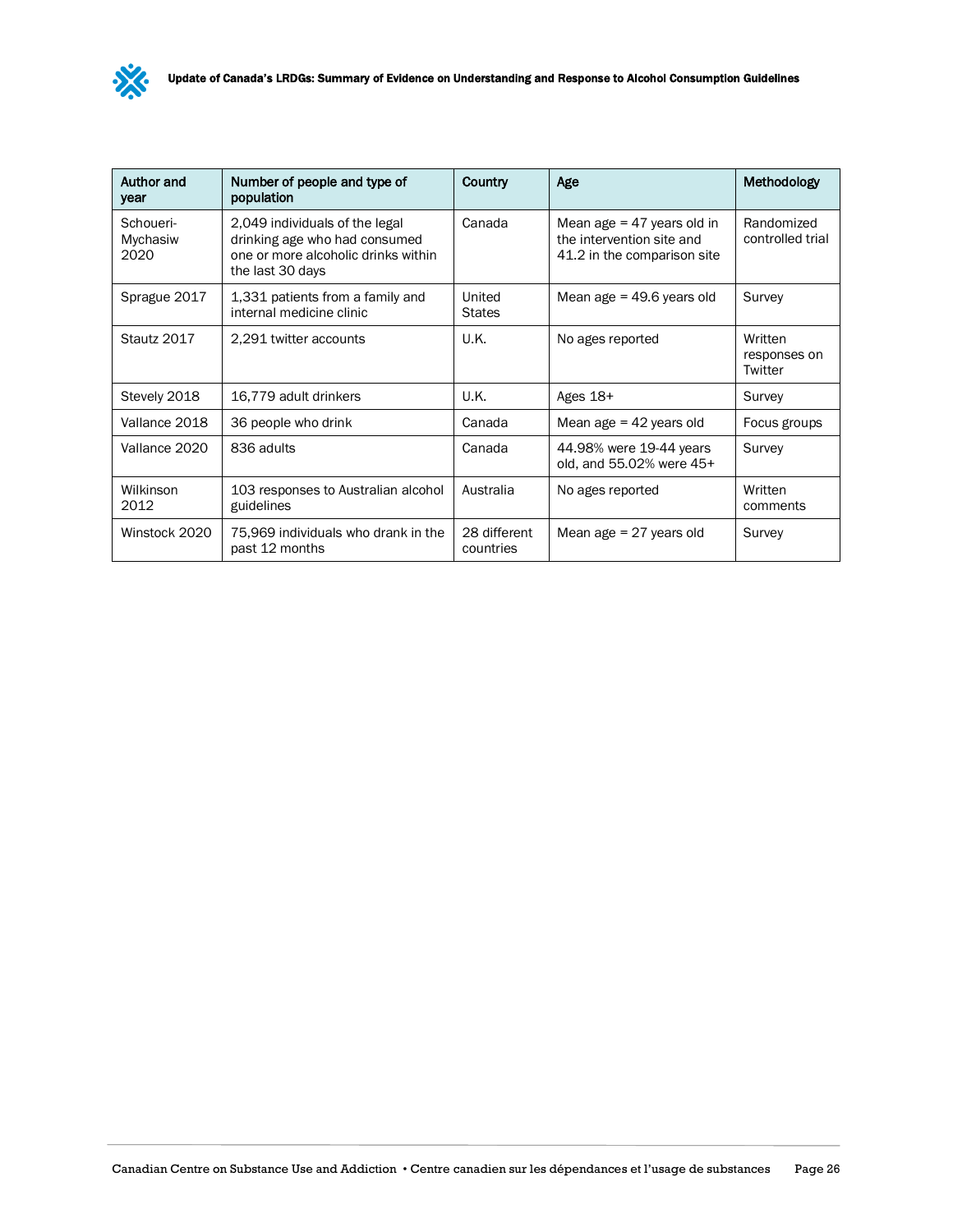| Author and year | Number of people and type of population | Country | Age | Methodology |
|---|---|---|---|---|
| Schoueri-Mychasiw 2020 | 2,049 individuals of the legal drinking age who had consumed one or more alcoholic drinks within the last 30 days | Canada | Mean age = 47 years old in the intervention site and 41.2 in the comparison site | Randomized controlled trial |
| Sprague 2017 | 1,331 patients from a family and internal medicine clinic | United States | Mean age = 49.6 years old | Survey |
| Stautz 2017 | 2,291 twitter accounts | U.K. | No ages reported | Written responses on Twitter |
| Stevely 2018 | 16,779 adult drinkers | U.K. | Ages 18+ | Survey |
| Vallance 2018 | 36 people who drink | Canada | Mean age = 42 years old | Focus groups |
| Vallance 2020 | 836 adults | Canada | 44.98% were 19-44 years old, and 55.02% were 45+ | Survey |
| Wilkinson 2012 | 103 responses to Australian alcohol guidelines | Australia | No ages reported | Written comments |
| Winstock 2020 | 75,969 individuals who drank in the past 12 months | 28 different countries | Mean age = 27 years old | Survey |